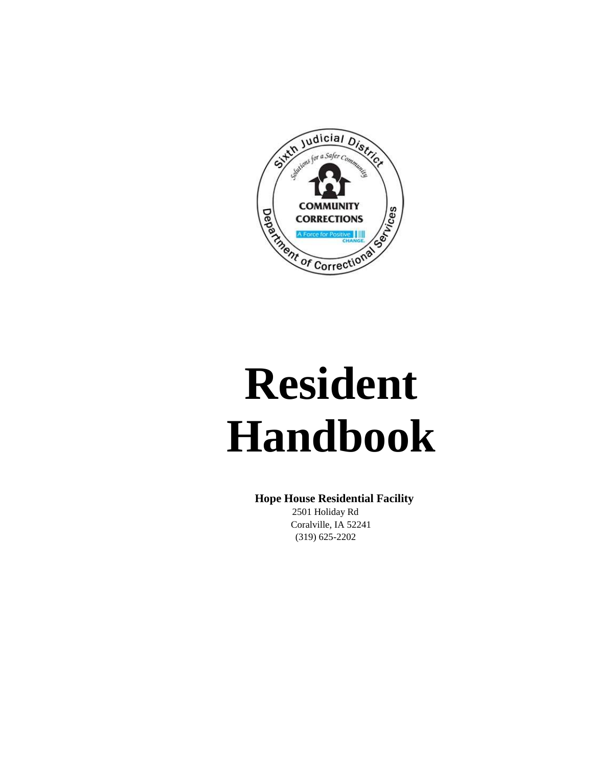# Resident Handbook

**Hope House Residential Facility**

2501 Holiday Rd

Coralville, IA 52241

(319) 625-2202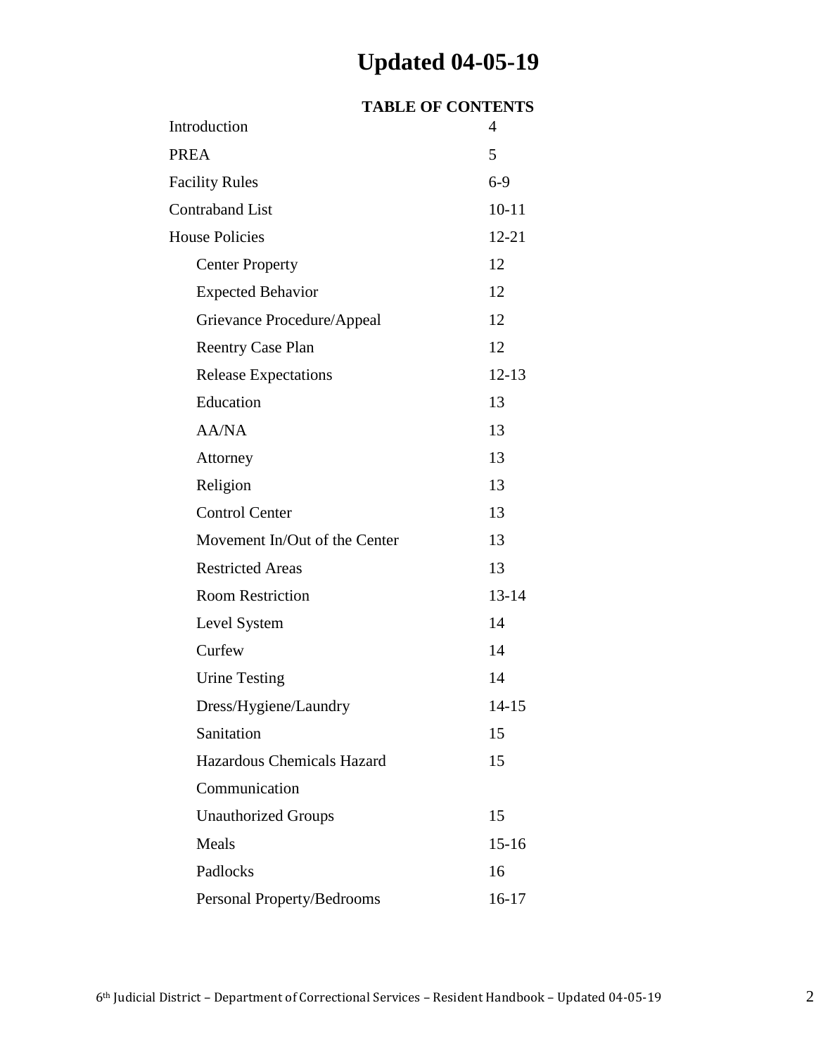# Updated 04-05-19

## TABLE OF CONTENTS

| | |
|---|---|
| Introduction | 4 |
| PREA | 5 |
| Facility Rules | 6-9 |
| Contraband List | 10-11 |
| House Policies | 12-21 |
| Center Property | 12 |
| Expected Behavior | 12 |
| Grievance Procedure/Appeal | 12 |
| Reentry Case Plan | 12 |
| Release Expectations | 12-13 |
| Education | 13 |
| AA/NA | 13 |
| Attorney | 13 |
| Religion | 13 |
| Control Center | 13 |
| Movement In/Out of the Center | 13 |
| Restricted Areas | 13 |
| Room Restriction | 13-14 |
| Level System | 14 |
| Curfew | 14 |
| Urine Testing | 14 |
| Dress/Hygiene/Laundry | 14-15 |
| Sanitation | 15 |
| Hazardous Chemicals Hazard Communication | 15 |
| Unauthorized Groups | 15 |
| Meals | 15-16 |
| Padlocks | 16 |
| Personal Property/Bedrooms | 16-17 |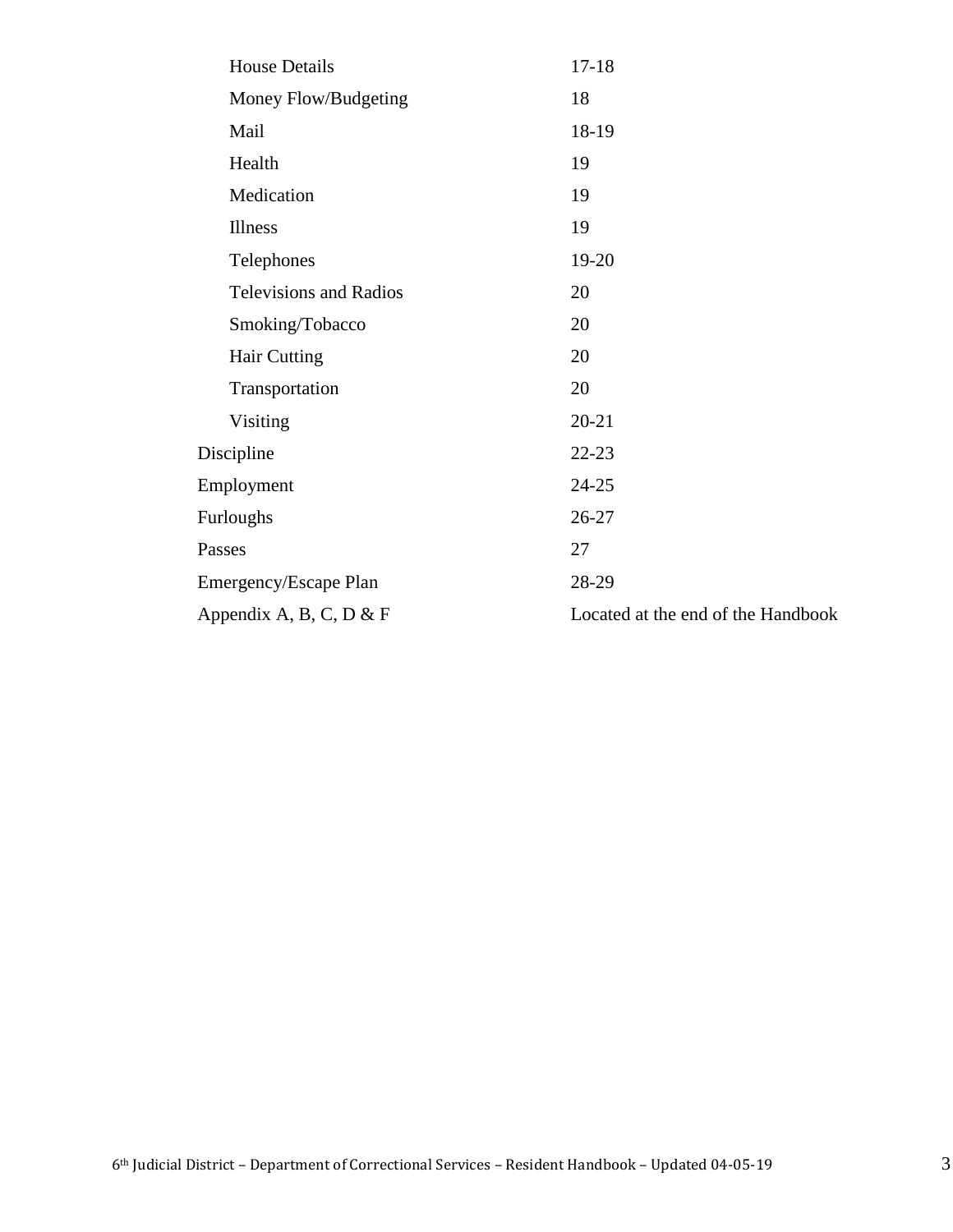| | |
|---|---|
| House Details | 17-18 |
| Money Flow/Budgeting | 18 |
| Mail | 18-19 |
| Health | 19 |
| Medication | 19 |
| Illness | 19 |
| Telephones | 19-20 |
| Televisions and Radios | 20 |
| Smoking/Tobacco | 20 |
| Hair Cutting | 20 |
| Transportation | 20 |
| Visiting | 20-21 |
| Discipline | 22-23 |
| Employment | 24-25 |
| Furloughs | 26-27 |
| Passes | 27 |
| Emergency/Escape Plan | 28-29 |
| Appendix A, B, C, D & F | Located at the end of the Handbook |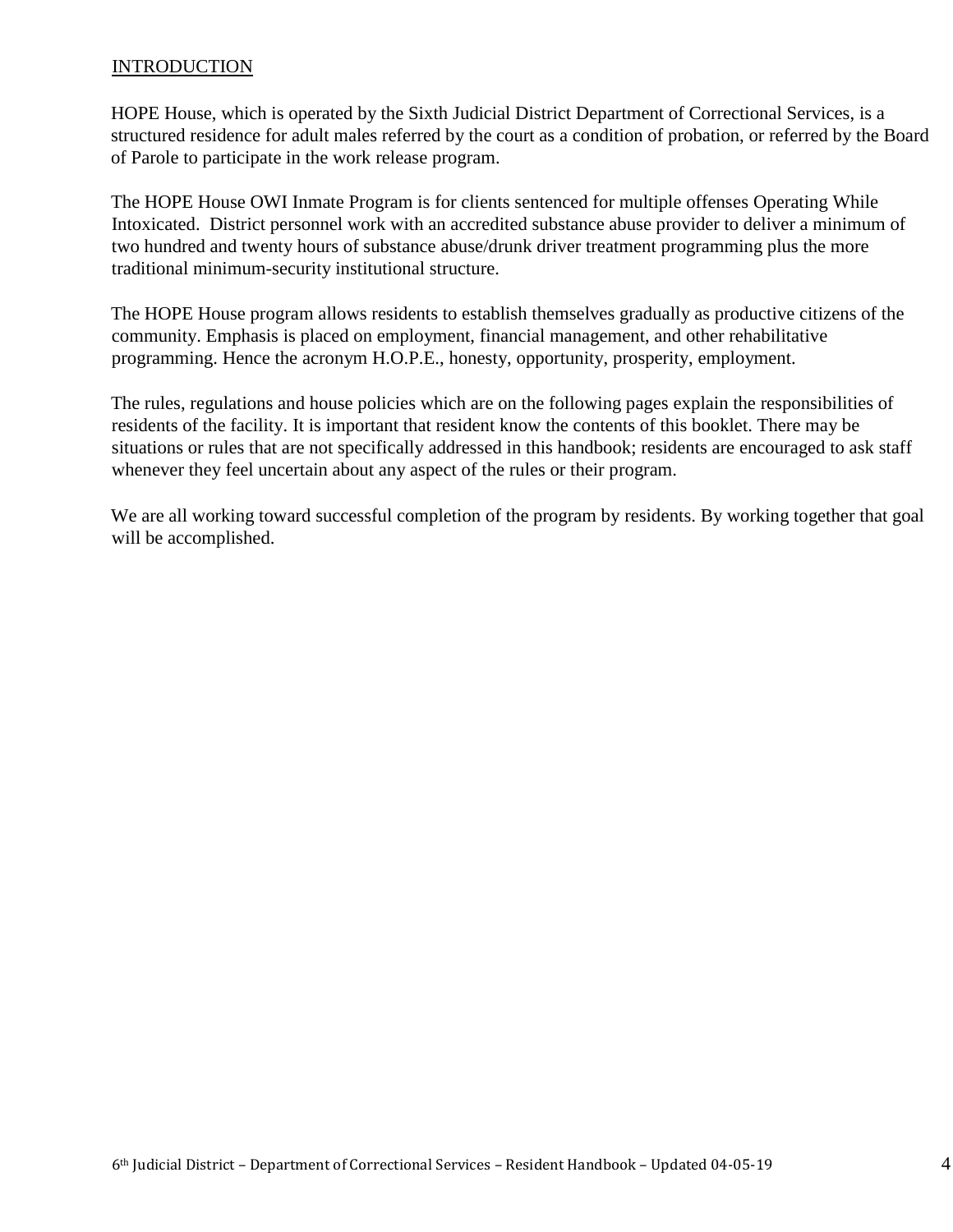## INTRODUCTION

HOPE House, which is operated by the Sixth Judicial District Department of Correctional Services, is a structured residence for adult males referred by the court as a condition of probation, or referred by the Board of Parole to participate in the work release program.

The HOPE House OWI Inmate Program is for clients sentenced for multiple offenses Operating While Intoxicated. District personnel work with an accredited substance abuse provider to deliver a minimum of two hundred and twenty hours of substance abuse/drunk driver treatment programming plus the more traditional minimum-security institutional structure.

The HOPE House program allows residents to establish themselves gradually as productive citizens of the community. Emphasis is placed on employment, financial management, and other rehabilitative programming. Hence the acronym H.O.P.E., honesty, opportunity, prosperity, employment.

The rules, regulations and house policies which are on the following pages explain the responsibilities of residents of the facility. It is important that resident know the contents of this booklet. There may be situations or rules that are not specifically addressed in this handbook; residents are encouraged to ask staff whenever they feel uncertain about any aspect of the rules or their program.

We are all working toward successful completion of the program by residents. By working together that goal will be accomplished.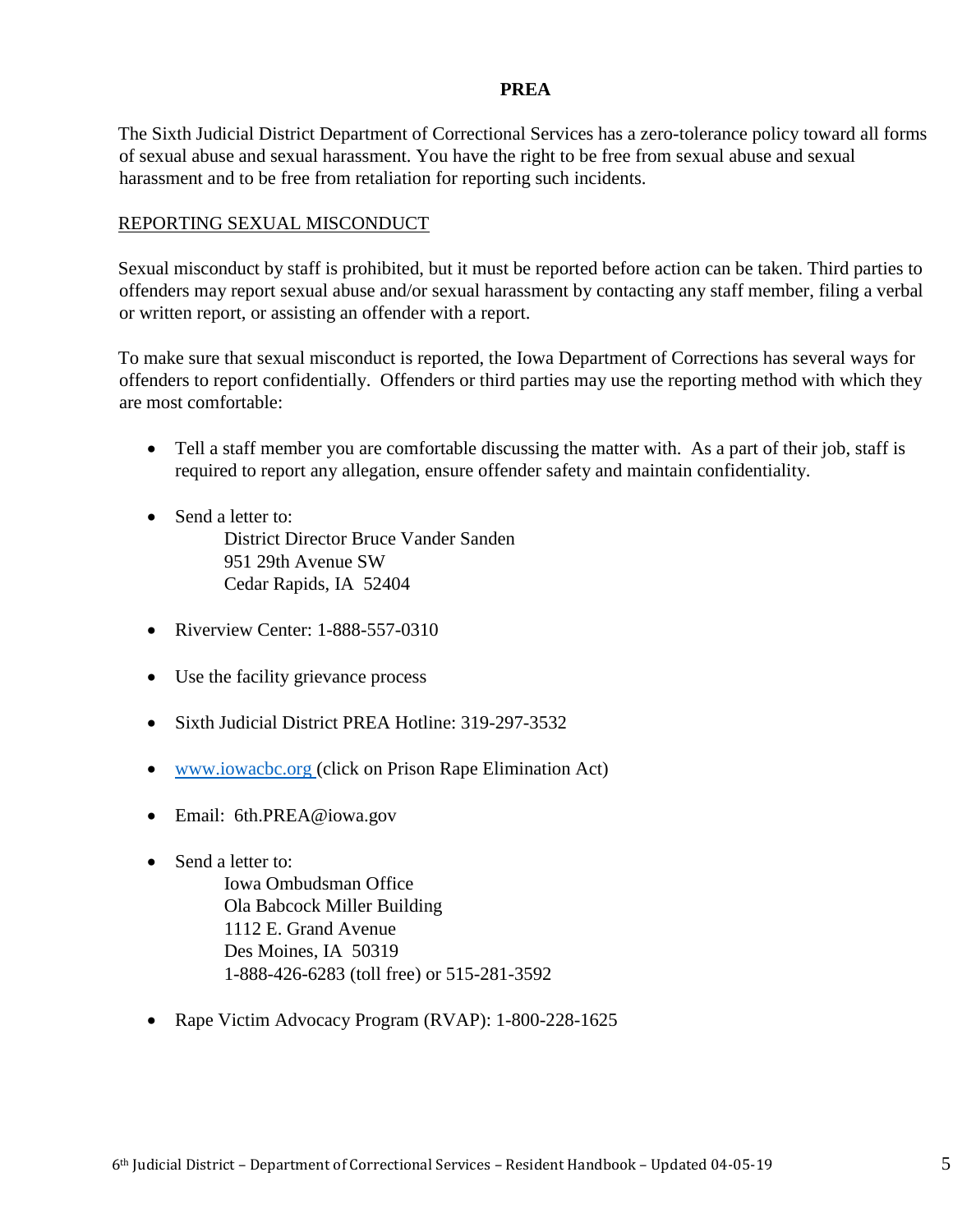# PREA

The Sixth Judicial District Department of Correctional Services has a zero-tolerance policy toward all forms of sexual abuse and sexual harassment. You have the right to be free from sexual abuse and sexual harassment and to be free from retaliation for reporting such incidents.

## REPORTING SEXUAL MISCONDUCT

Sexual misconduct by staff is prohibited, but it must be reported before action can be taken. Third parties to offenders may report sexual abuse and/or sexual harassment by contacting any staff member, filing a verbal or written report, or assisting an offender with a report.

To make sure that sexual misconduct is reported, the Iowa Department of Corrections has several ways for offenders to report confidentially. Offenders or third parties may use the reporting method with which they are most comfortable:

- Tell a staff member you are comfortable discussing the matter with. As a part of their job, staff is required to report any allegation, ensure offender safety and maintain confidentiality.
- Send a letter to:  
  District Director Bruce Vander Sanden  
  951 29th Avenue SW  
  Cedar Rapids, IA 52404
- Riverview Center: 1-888-557-0310
- Use the facility grievance process
- Sixth Judicial District PREA Hotline: 319-297-3532
- [www.iowacbc.org](http://www.iowacbc.org) (click on Prison Rape Elimination Act)
- Email: 6th.PREA@iowa.gov
- Send a letter to:  
  Iowa Ombudsman Office  
  Ola Babcock Miller Building  
  1112 E. Grand Avenue  
  Des Moines, IA 50319  
  1-888-426-6283 (toll free) or 515-281-3592
- Rape Victim Advocacy Program (RVAP): 1-800-228-1625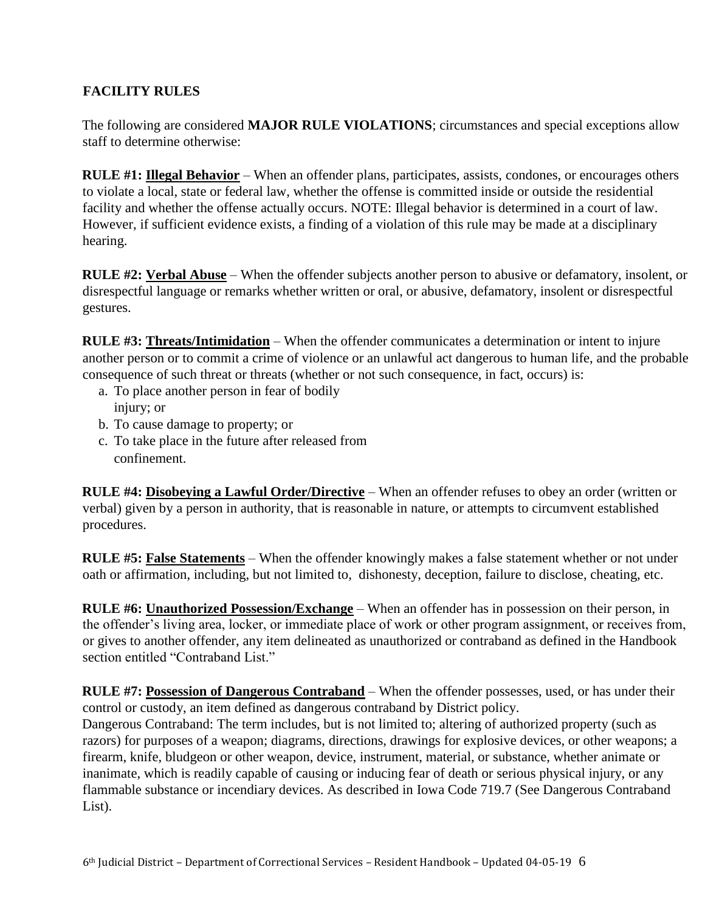## FACILITY RULES

The following are considered **MAJOR RULE VIOLATIONS**; circumstances and special exceptions allow staff to determine otherwise:

**RULE #1: Illegal Behavior** – When an offender plans, participates, assists, condones, or encourages others to violate a local, state or federal law, whether the offense is committed inside or outside the residential facility and whether the offense actually occurs. NOTE: Illegal behavior is determined in a court of law. However, if sufficient evidence exists, a finding of a violation of this rule may be made at a disciplinary hearing.

**RULE #2: Verbal Abuse** – When the offender subjects another person to abusive or defamatory, insolent, or disrespectful language or remarks whether written or oral, or abusive, defamatory, insolent or disrespectful gestures.

**RULE #3: Threats/Intimidation** – When the offender communicates a determination or intent to injure another person or to commit a crime of violence or an unlawful act dangerous to human life, and the probable consequence of such threat or threats (whether or not such consequence, in fact, occurs) is:

a. To place another person in fear of bodily injury; or
b. To cause damage to property; or
c. To take place in the future after released from confinement.

**RULE #4: Disobeying a Lawful Order/Directive** – When an offender refuses to obey an order (written or verbal) given by a person in authority, that is reasonable in nature, or attempts to circumvent established procedures.

**RULE #5: False Statements** – When the offender knowingly makes a false statement whether or not under oath or affirmation, including, but not limited to, dishonesty, deception, failure to disclose, cheating, etc.

**RULE #6: Unauthorized Possession/Exchange** – When an offender has in possession on their person, in the offender's living area, locker, or immediate place of work or other program assignment, or receives from, or gives to another offender, any item delineated as unauthorized or contraband as defined in the Handbook section entitled "Contraband List."

**RULE #7: Possession of Dangerous Contraband** – When the offender possesses, used, or has under their control or custody, an item defined as dangerous contraband by District policy.
Dangerous Contraband: The term includes, but is not limited to; altering of authorized property (such as razors) for purposes of a weapon; diagrams, directions, drawings for explosive devices, or other weapons; a firearm, knife, bludgeon or other weapon, device, instrument, material, or substance, whether animate or inanimate, which is readily capable of causing or inducing fear of death or serious physical injury, or any flammable substance or incendiary devices. As described in Iowa Code 719.7 (See Dangerous Contraband List).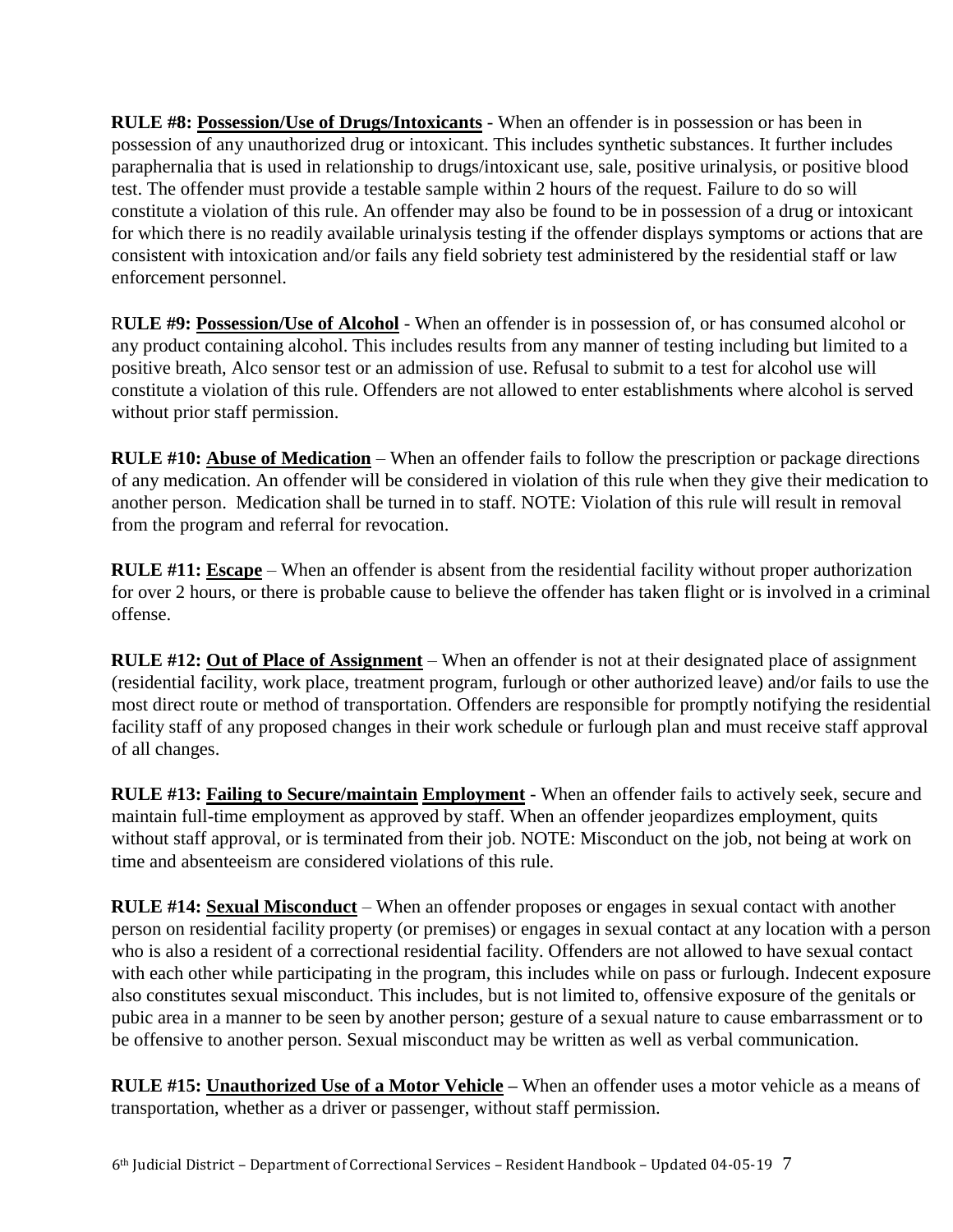**RULE #8: <u>Possession/Use of Drugs/Intoxicants</u>** - When an offender is in possession or has been in possession of any unauthorized drug or intoxicant. This includes synthetic substances. It further includes paraphernalia that is used in relationship to drugs/intoxicant use, sale, positive urinalysis, or positive blood test. The offender must provide a testable sample within 2 hours of the request. Failure to do so will constitute a violation of this rule. An offender may also be found to be in possession of a drug or intoxicant for which there is no readily available urinalysis testing if the offender displays symptoms or actions that are consistent with intoxication and/or fails any field sobriety test administered by the residential staff or law enforcement personnel.

R**ULE #9: <u>Possession/Use of Alcohol</u>** - When an offender is in possession of, or has consumed alcohol or any product containing alcohol. This includes results from any manner of testing including but limited to a positive breath, Alco sensor test or an admission of use. Refusal to submit to a test for alcohol use will constitute a violation of this rule. Offenders are not allowed to enter establishments where alcohol is served without prior staff permission.

**RULE #10: <u>Abuse of Medication</u>** – When an offender fails to follow the prescription or package directions of any medication. An offender will be considered in violation of this rule when they give their medication to another person. Medication shall be turned in to staff. NOTE: Violation of this rule will result in removal from the program and referral for revocation.

**RULE #11: <u>Escape</u>** – When an offender is absent from the residential facility without proper authorization for over 2 hours, or there is probable cause to believe the offender has taken flight or is involved in a criminal offense.

**RULE #12: <u>Out of Place of Assignment</u>** – When an offender is not at their designated place of assignment (residential facility, work place, treatment program, furlough or other authorized leave) and/or fails to use the most direct route or method of transportation. Offenders are responsible for promptly notifying the residential facility staff of any proposed changes in their work schedule or furlough plan and must receive staff approval of all changes.

**RULE #13: <u>Failing to Secure/maintain</u> <u>Employment</u>** - When an offender fails to actively seek, secure and maintain full-time employment as approved by staff. When an offender jeopardizes employment, quits without staff approval, or is terminated from their job. NOTE: Misconduct on the job, not being at work on time and absenteeism are considered violations of this rule.

**RULE #14: <u>Sexual Misconduct</u>** – When an offender proposes or engages in sexual contact with another person on residential facility property (or premises) or engages in sexual contact at any location with a person who is also a resident of a correctional residential facility. Offenders are not allowed to have sexual contact with each other while participating in the program, this includes while on pass or furlough. Indecent exposure also constitutes sexual misconduct. This includes, but is not limited to, offensive exposure of the genitals or pubic area in a manner to be seen by another person; gesture of a sexual nature to cause embarrassment or to be offensive to another person. Sexual misconduct may be written as well as verbal communication.

**RULE #15: <u>Unauthorized Use of a Motor Vehicle</u> –** When an offender uses a motor vehicle as a means of transportation, whether as a driver or passenger, without staff permission.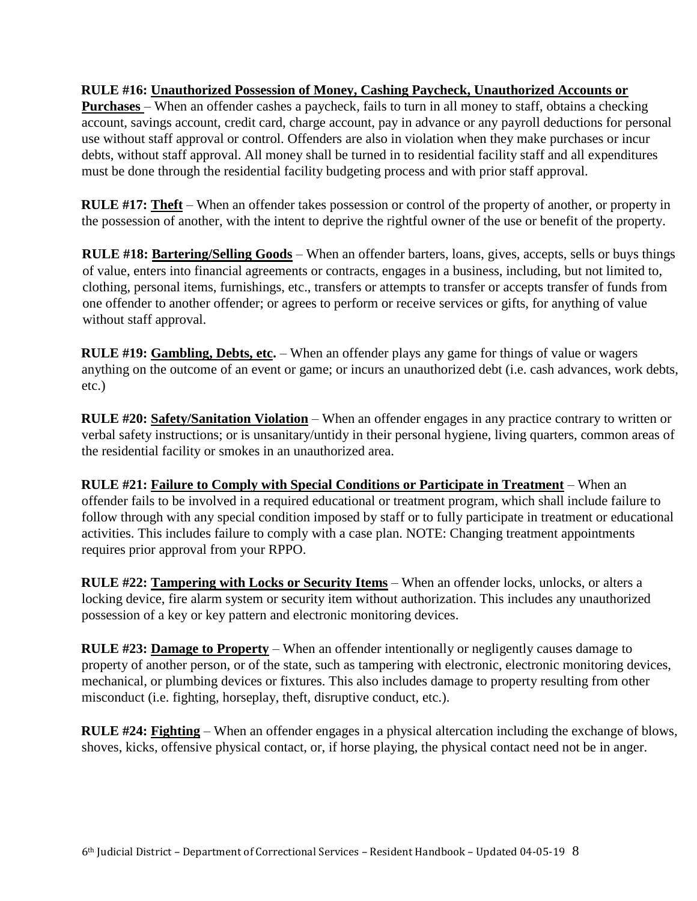**RULE #16: Unauthorized Possession of Money, Cashing Paycheck, Unauthorized Accounts or Purchases** – When an offender cashes a paycheck, fails to turn in all money to staff, obtains a checking account, savings account, credit card, charge account, pay in advance or any payroll deductions for personal use without staff approval or control. Offenders are also in violation when they make purchases or incur debts, without staff approval. All money shall be turned in to residential facility staff and all expenditures must be done through the residential facility budgeting process and with prior staff approval.

**RULE #17: Theft** – When an offender takes possession or control of the property of another, or property in the possession of another, with the intent to deprive the rightful owner of the use or benefit of the property.

**RULE #18: Bartering/Selling Goods** – When an offender barters, loans, gives, accepts, sells or buys things of value, enters into financial agreements or contracts, engages in a business, including, but not limited to, clothing, personal items, furnishings, etc., transfers or attempts to transfer or accepts transfer of funds from one offender to another offender; or agrees to perform or receive services or gifts, for anything of value without staff approval.

**RULE #19: Gambling, Debts, etc.** – When an offender plays any game for things of value or wagers anything on the outcome of an event or game; or incurs an unauthorized debt (i.e. cash advances, work debts, etc.)

**RULE #20: Safety/Sanitation Violation** – When an offender engages in any practice contrary to written or verbal safety instructions; or is unsanitary/untidy in their personal hygiene, living quarters, common areas of the residential facility or smokes in an unauthorized area.

**RULE #21: Failure to Comply with Special Conditions or Participate in Treatment** – When an offender fails to be involved in a required educational or treatment program, which shall include failure to follow through with any special condition imposed by staff or to fully participate in treatment or educational activities. This includes failure to comply with a case plan. NOTE: Changing treatment appointments requires prior approval from your RPPO.

**RULE #22: Tampering with Locks or Security Items** – When an offender locks, unlocks, or alters a locking device, fire alarm system or security item without authorization. This includes any unauthorized possession of a key or key pattern and electronic monitoring devices.

**RULE #23: Damage to Property** – When an offender intentionally or negligently causes damage to property of another person, or of the state, such as tampering with electronic, electronic monitoring devices, mechanical, or plumbing devices or fixtures. This also includes damage to property resulting from other misconduct (i.e. fighting, horseplay, theft, disruptive conduct, etc.).

**RULE #24: Fighting** – When an offender engages in a physical altercation including the exchange of blows, shoves, kicks, offensive physical contact, or, if horse playing, the physical contact need not be in anger.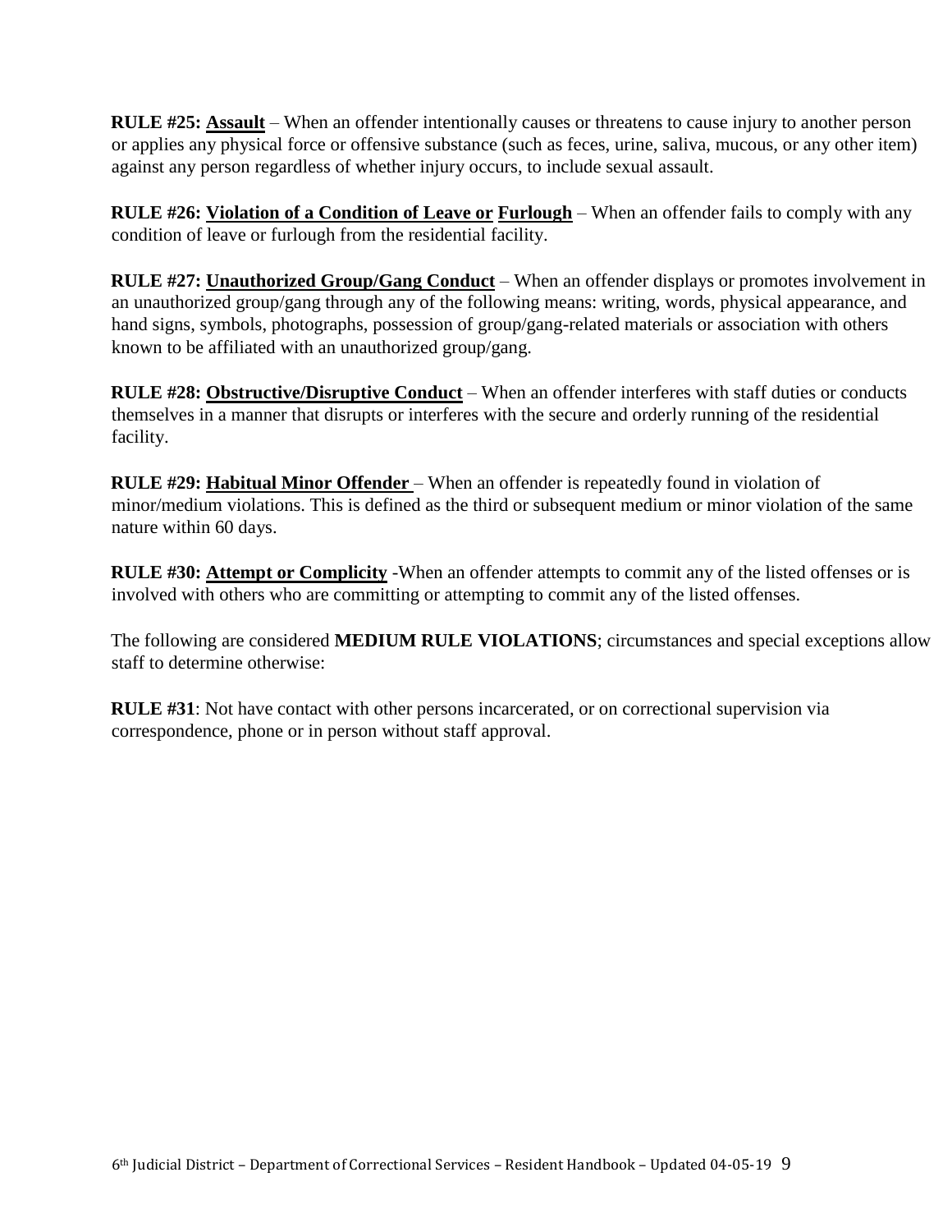**RULE #25: Assault** – When an offender intentionally causes or threatens to cause injury to another person or applies any physical force or offensive substance (such as feces, urine, saliva, mucous, or any other item) against any person regardless of whether injury occurs, to include sexual assault.

**RULE #26: Violation of a Condition of Leave or Furlough** – When an offender fails to comply with any condition of leave or furlough from the residential facility.

**RULE #27: Unauthorized Group/Gang Conduct** – When an offender displays or promotes involvement in an unauthorized group/gang through any of the following means: writing, words, physical appearance, and hand signs, symbols, photographs, possession of group/gang-related materials or association with others known to be affiliated with an unauthorized group/gang.

**RULE #28: Obstructive/Disruptive Conduct** – When an offender interferes with staff duties or conducts themselves in a manner that disrupts or interferes with the secure and orderly running of the residential facility.

**RULE #29: Habitual Minor Offender** – When an offender is repeatedly found in violation of minor/medium violations. This is defined as the third or subsequent medium or minor violation of the same nature within 60 days.

**RULE #30: Attempt or Complicity** -When an offender attempts to commit any of the listed offenses or is involved with others who are committing or attempting to commit any of the listed offenses.

The following are considered **MEDIUM RULE VIOLATIONS**; circumstances and special exceptions allow staff to determine otherwise:

**RULE #31**: Not have contact with other persons incarcerated, or on correctional supervision via correspondence, phone or in person without staff approval.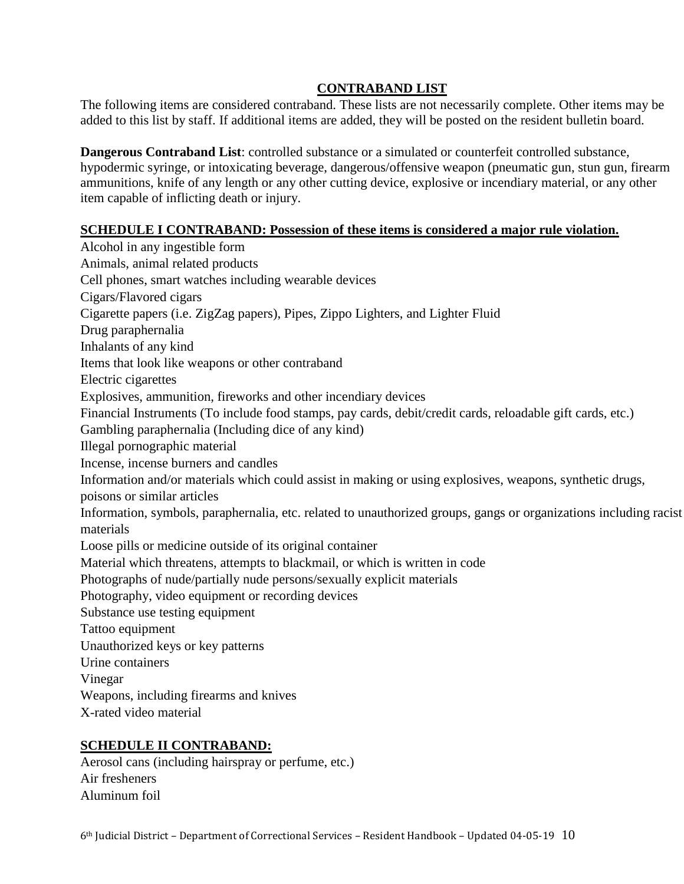## CONTRABAND LIST

The following items are considered contraband. These lists are not necessarily complete. Other items may be added to this list by staff. If additional items are added, they will be posted on the resident bulletin board.

**Dangerous Contraband List**: controlled substance or a simulated or counterfeit controlled substance, hypodermic syringe, or intoxicating beverage, dangerous/offensive weapon (pneumatic gun, stun gun, firearm ammunitions, knife of any length or any other cutting device, explosive or incendiary material, or any other item capable of inflicting death or injury.

### SCHEDULE I CONTRABAND: Possession of these items is considered a major rule violation.

Alcohol in any ingestible form
Animals, animal related products
Cell phones, smart watches including wearable devices
Cigars/Flavored cigars
Cigarette papers (i.e. ZigZag papers), Pipes, Zippo Lighters, and Lighter Fluid
Drug paraphernalia
Inhalants of any kind
Items that look like weapons or other contraband
Electric cigarettes
Explosives, ammunition, fireworks and other incendiary devices
Financial Instruments (To include food stamps, pay cards, debit/credit cards, reloadable gift cards, etc.)
Gambling paraphernalia (Including dice of any kind)
Illegal pornographic material
Incense, incense burners and candles
Information and/or materials which could assist in making or using explosives, weapons, synthetic drugs, poisons or similar articles
Information, symbols, paraphernalia, etc. related to unauthorized groups, gangs or organizations including racist materials
Loose pills or medicine outside of its original container
Material which threatens, attempts to blackmail, or which is written in code
Photographs of nude/partially nude persons/sexually explicit materials
Photography, video equipment or recording devices
Substance use testing equipment
Tattoo equipment
Unauthorized keys or key patterns
Urine containers
Vinegar
Weapons, including firearms and knives
X-rated video material

### SCHEDULE II CONTRABAND:

Aerosol cans (including hairspray or perfume, etc.)
Air fresheners
Aluminum foil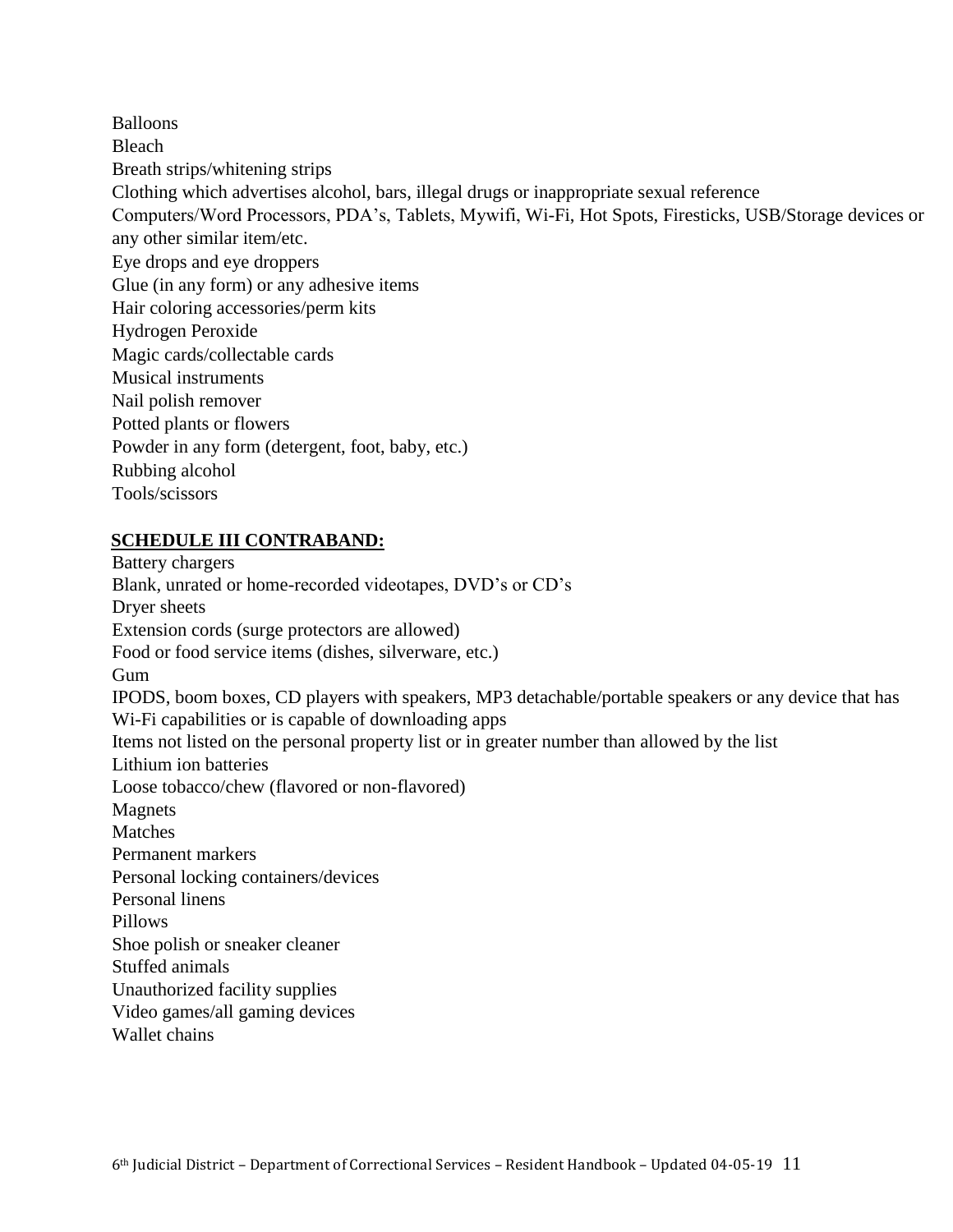Balloons
Bleach
Breath strips/whitening strips
Clothing which advertises alcohol, bars, illegal drugs or inappropriate sexual reference
Computers/Word Processors, PDA's, Tablets, Mywifi, Wi-Fi, Hot Spots, Firesticks, USB/Storage devices or any other similar item/etc.
Eye drops and eye droppers
Glue (in any form) or any adhesive items
Hair coloring accessories/perm kits
Hydrogen Peroxide
Magic cards/collectable cards
Musical instruments
Nail polish remover
Potted plants or flowers
Powder in any form (detergent, foot, baby, etc.)
Rubbing alcohol
Tools/scissors

**SCHEDULE III CONTRABAND:**

Battery chargers
Blank, unrated or home-recorded videotapes, DVD's or CD's
Dryer sheets
Extension cords (surge protectors are allowed)
Food or food service items (dishes, silverware, etc.)
Gum
IPODS, boom boxes, CD players with speakers, MP3 detachable/portable speakers or any device that has Wi-Fi capabilities or is capable of downloading apps
Items not listed on the personal property list or in greater number than allowed by the list
Lithium ion batteries
Loose tobacco/chew (flavored or non-flavored)
Magnets
Matches
Permanent markers
Personal locking containers/devices
Personal linens
Pillows
Shoe polish or sneaker cleaner
Stuffed animals
Unauthorized facility supplies
Video games/all gaming devices
Wallet chains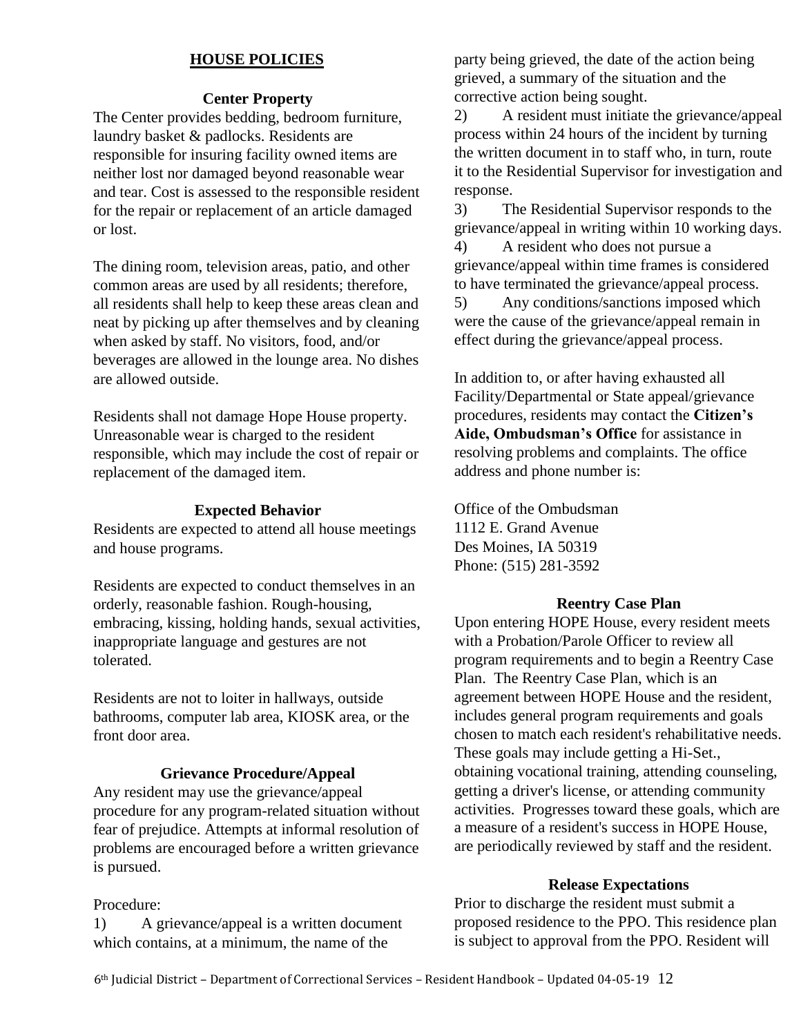## HOUSE POLICIES

### Center Property

The Center provides bedding, bedroom furniture, laundry basket & padlocks. Residents are responsible for insuring facility owned items are neither lost nor damaged beyond reasonable wear and tear. Cost is assessed to the responsible resident for the repair or replacement of an article damaged or lost.

The dining room, television areas, patio, and other common areas are used by all residents; therefore, all residents shall help to keep these areas clean and neat by picking up after themselves and by cleaning when asked by staff. No visitors, food, and/or beverages are allowed in the lounge area. No dishes are allowed outside.

Residents shall not damage Hope House property. Unreasonable wear is charged to the resident responsible, which may include the cost of repair or replacement of the damaged item.

### Expected Behavior

Residents are expected to attend all house meetings and house programs.

Residents are expected to conduct themselves in an orderly, reasonable fashion. Rough-housing, embracing, kissing, holding hands, sexual activities, inappropriate language and gestures are not tolerated.

Residents are not to loiter in hallways, outside bathrooms, computer lab area, KIOSK area, or the front door area.

### Grievance Procedure/Appeal

Any resident may use the grievance/appeal procedure for any program-related situation without fear of prejudice. Attempts at informal resolution of problems are encouraged before a written grievance is pursued.

Procedure:

1) A grievance/appeal is a written document which contains, at a minimum, the name of the party being grieved, the date of the action being grieved, a summary of the situation and the corrective action being sought.
2) A resident must initiate the grievance/appeal process within 24 hours of the incident by turning the written document in to staff who, in turn, route it to the Residential Supervisor for investigation and response.
3) The Residential Supervisor responds to the grievance/appeal in writing within 10 working days.
4) A resident who does not pursue a grievance/appeal within time frames is considered to have terminated the grievance/appeal process.
5) Any conditions/sanctions imposed which were the cause of the grievance/appeal remain in effect during the grievance/appeal process.

In addition to, or after having exhausted all Facility/Departmental or State appeal/grievance procedures, residents may contact the **Citizen's Aide, Ombudsman's Office** for assistance in resolving problems and complaints. The office address and phone number is:

Office of the Ombudsman
1112 E. Grand Avenue
Des Moines, IA 50319
Phone: (515) 281-3592

### Reentry Case Plan

Upon entering HOPE House, every resident meets with a Probation/Parole Officer to review all program requirements and to begin a Reentry Case Plan. The Reentry Case Plan, which is an agreement between HOPE House and the resident, includes general program requirements and goals chosen to match each resident's rehabilitative needs. These goals may include getting a Hi-Set., obtaining vocational training, attending counseling, getting a driver's license, or attending community activities. Progresses toward these goals, which are a measure of a resident's success in HOPE House, are periodically reviewed by staff and the resident.

### Release Expectations

Prior to discharge the resident must submit a proposed residence to the PPO. This residence plan is subject to approval from the PPO. Resident will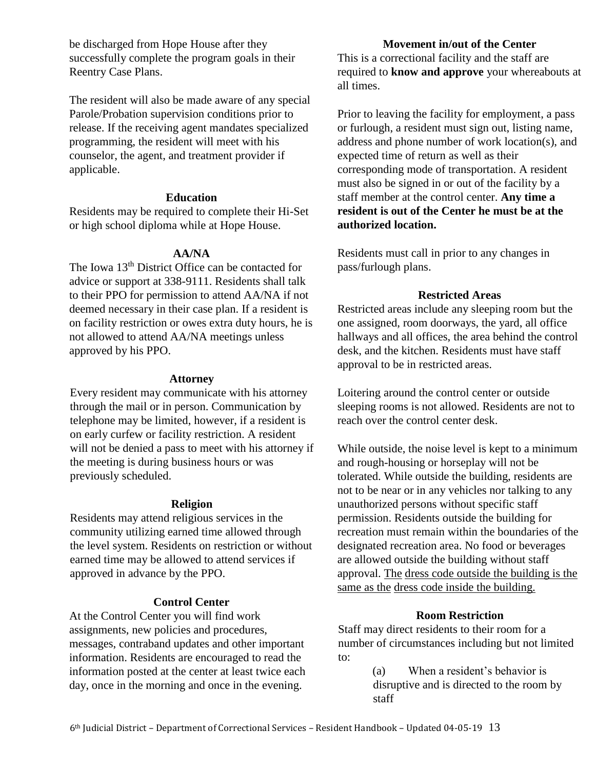be discharged from Hope House after they successfully complete the program goals in their Reentry Case Plans.

The resident will also be made aware of any special Parole/Probation supervision conditions prior to release. If the receiving agent mandates specialized programming, the resident will meet with his counselor, the agent, and treatment provider if applicable.

### Education

Residents may be required to complete their Hi-Set or high school diploma while at Hope House.

### AA/NA

The Iowa 13th District Office can be contacted for advice or support at 338-9111. Residents shall talk to their PPO for permission to attend AA/NA if not deemed necessary in their case plan. If a resident is on facility restriction or owes extra duty hours, he is not allowed to attend AA/NA meetings unless approved by his PPO.

### Attorney

Every resident may communicate with his attorney through the mail or in person. Communication by telephone may be limited, however, if a resident is on early curfew or facility restriction. A resident will not be denied a pass to meet with his attorney if the meeting is during business hours or was previously scheduled.

### Religion

Residents may attend religious services in the community utilizing earned time allowed through the level system. Residents on restriction or without earned time may be allowed to attend services if approved in advance by the PPO.

### Control Center

At the Control Center you will find work assignments, new policies and procedures, messages, contraband updates and other important information. Residents are encouraged to read the information posted at the center at least twice each day, once in the morning and once in the evening.

### Movement in/out of the Center

This is a correctional facility and the staff are required to **know and approve** your whereabouts at all times.

Prior to leaving the facility for employment, a pass or furlough, a resident must sign out, listing name, address and phone number of work location(s), and expected time of return as well as their corresponding mode of transportation. A resident must also be signed in or out of the facility by a staff member at the control center. **Any time a resident is out of the Center he must be at the authorized location.**

Residents must call in prior to any changes in pass/furlough plans.

### Restricted Areas

Restricted areas include any sleeping room but the one assigned, room doorways, the yard, all office hallways and all offices, the area behind the control desk, and the kitchen. Residents must have staff approval to be in restricted areas.

Loitering around the control center or outside sleeping rooms is not allowed. Residents are not to reach over the control center desk.

While outside, the noise level is kept to a minimum and rough-housing or horseplay will not be tolerated. While outside the building, residents are not to be near or in any vehicles nor talking to any unauthorized persons without specific staff permission. Residents outside the building for recreation must remain within the boundaries of the designated recreation area. No food or beverages are allowed outside the building without staff approval. The dress code outside the building is the same as the dress code inside the building.

### Room Restriction

Staff may direct residents to their room for a number of circumstances including but not limited to:

(a) When a resident's behavior is disruptive and is directed to the room by staff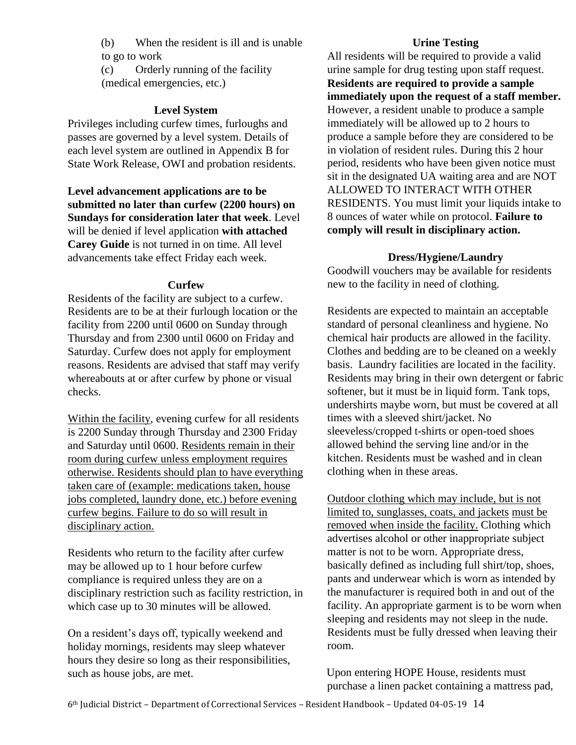(b) When the resident is ill and is unable to go to work

(c) Orderly running of the facility (medical emergencies, etc.)

### Level System

Privileges including curfew times, furloughs and passes are governed by a level system. Details of each level system are outlined in Appendix B for State Work Release, OWI and probation residents.

**Level advancement applications are to be submitted no later than curfew (2200 hours) on Sundays for consideration later that week**. Level will be denied if level application **with attached Carey Guide** is not turned in on time. All level advancements take effect Friday each week.

### Curfew

Residents of the facility are subject to a curfew. Residents are to be at their furlough location or the facility from 2200 until 0600 on Sunday through Thursday and from 2300 until 0600 on Friday and Saturday. Curfew does not apply for employment reasons. Residents are advised that staff may verify whereabouts at or after curfew by phone or visual checks.

<u>Within the facility</u>, evening curfew for all residents is 2200 Sunday through Thursday and 2300 Friday and Saturday until 0600. <u>Residents remain in their room during curfew unless employment requires otherwise. Residents should plan to have everything taken care of (example: medications taken, house jobs completed, laundry done, etc.) before evening curfew begins. Failure to do so will result in disciplinary action.</u>

Residents who return to the facility after curfew may be allowed up to 1 hour before curfew compliance is required unless they are on a disciplinary restriction such as facility restriction, in which case up to 30 minutes will be allowed.

On a resident's days off, typically weekend and holiday mornings, residents may sleep whatever hours they desire so long as their responsibilities, such as house jobs, are met.

### Urine Testing

All residents will be required to provide a valid urine sample for drug testing upon staff request. **Residents are required to provide a sample immediately upon the request of a staff member.** However, a resident unable to produce a sample immediately will be allowed up to 2 hours to produce a sample before they are considered to be in violation of resident rules. During this 2 hour period, residents who have been given notice must sit in the designated UA waiting area and are NOT ALLOWED TO INTERACT WITH OTHER RESIDENTS. You must limit your liquids intake to 8 ounces of water while on protocol. **Failure to comply will result in disciplinary action.**

### Dress/Hygiene/Laundry

Goodwill vouchers may be available for residents new to the facility in need of clothing.

Residents are expected to maintain an acceptable standard of personal cleanliness and hygiene. No chemical hair products are allowed in the facility. Clothes and bedding are to be cleaned on a weekly basis. Laundry facilities are located in the facility. Residents may bring in their own detergent or fabric softener, but it must be in liquid form. Tank tops, undershirts maybe worn, but must be covered at all times with a sleeved shirt/jacket. No sleeveless/cropped t-shirts or open-toed shoes allowed behind the serving line and/or in the kitchen. Residents must be washed and in clean clothing when in these areas.

<u>Outdoor clothing which may include, but is not limited to, sunglasses, coats, and jackets</u> <u>must be removed when inside the facility.</u> Clothing which advertises alcohol or other inappropriate subject matter is not to be worn. Appropriate dress, basically defined as including full shirt/top, shoes, pants and underwear which is worn as intended by the manufacturer is required both in and out of the facility. An appropriate garment is to be worn when sleeping and residents may not sleep in the nude. Residents must be fully dressed when leaving their room.

Upon entering HOPE House, residents must purchase a linen packet containing a mattress pad,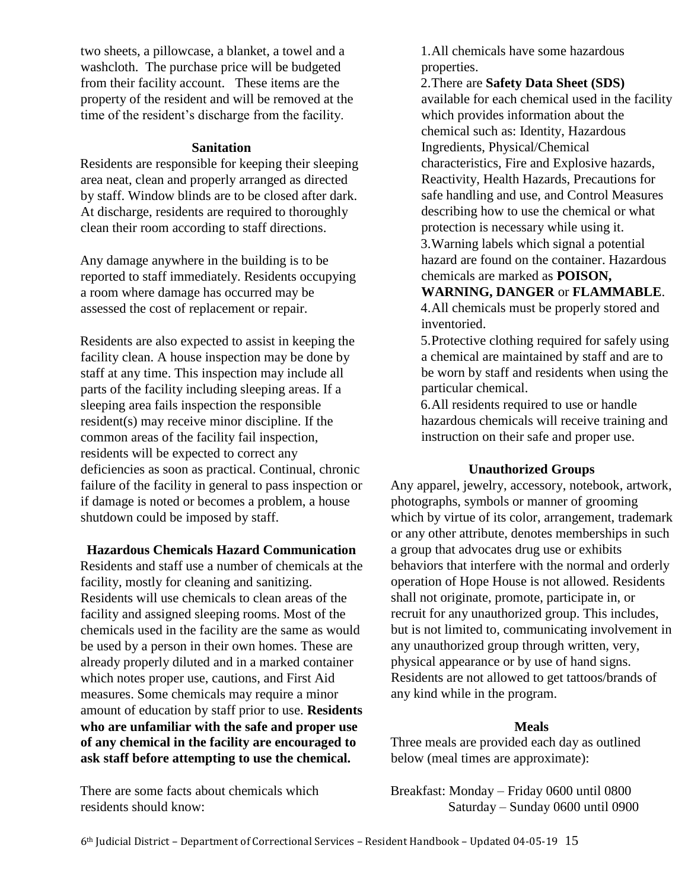two sheets, a pillowcase, a blanket, a towel and a washcloth. The purchase price will be budgeted from their facility account. These items are the property of the resident and will be removed at the time of the resident's discharge from the facility.

### Sanitation

Residents are responsible for keeping their sleeping area neat, clean and properly arranged as directed by staff. Window blinds are to be closed after dark. At discharge, residents are required to thoroughly clean their room according to staff directions.

Any damage anywhere in the building is to be reported to staff immediately. Residents occupying a room where damage has occurred may be assessed the cost of replacement or repair.

Residents are also expected to assist in keeping the facility clean. A house inspection may be done by staff at any time. This inspection may include all parts of the facility including sleeping areas. If a sleeping area fails inspection the responsible resident(s) may receive minor discipline. If the common areas of the facility fail inspection, residents will be expected to correct any deficiencies as soon as practical. Continual, chronic failure of the facility in general to pass inspection or if damage is noted or becomes a problem, a house shutdown could be imposed by staff.

### Hazardous Chemicals Hazard Communication

Residents and staff use a number of chemicals at the facility, mostly for cleaning and sanitizing. Residents will use chemicals to clean areas of the facility and assigned sleeping rooms. Most of the chemicals used in the facility are the same as would be used by a person in their own homes. These are already properly diluted and in a marked container which notes proper use, cautions, and First Aid measures. Some chemicals may require a minor amount of education by staff prior to use. **Residents who are unfamiliar with the safe and proper use of any chemical in the facility are encouraged to ask staff before attempting to use the chemical.**

There are some facts about chemicals which residents should know:

1. All chemicals have some hazardous properties.
2. There are **Safety Data Sheet (SDS)** available for each chemical used in the facility which provides information about the chemical such as: Identity, Hazardous Ingredients, Physical/Chemical characteristics, Fire and Explosive hazards, Reactivity, Health Hazards, Precautions for safe handling and use, and Control Measures describing how to use the chemical or what protection is necessary while using it.
3. Warning labels which signal a potential hazard are found on the container. Hazardous chemicals are marked as **POISON, WARNING, DANGER** or **FLAMMABLE**.
4. All chemicals must be properly stored and inventoried.
5. Protective clothing required for safely using a chemical are maintained by staff and are to be worn by staff and residents when using the particular chemical.
6. All residents required to use or handle hazardous chemicals will receive training and instruction on their safe and proper use.

### Unauthorized Groups

Any apparel, jewelry, accessory, notebook, artwork, photographs, symbols or manner of grooming which by virtue of its color, arrangement, trademark or any other attribute, denotes memberships in such a group that advocates drug use or exhibits behaviors that interfere with the normal and orderly operation of Hope House is not allowed. Residents shall not originate, promote, participate in, or recruit for any unauthorized group. This includes, but is not limited to, communicating involvement in any unauthorized group through written, very, physical appearance or by use of hand signs. Residents are not allowed to get tattoos/brands of any kind while in the program.

### Meals

Three meals are provided each day as outlined below (meal times are approximate):

Breakfast: Monday – Friday 0600 until 0800
Saturday – Sunday 0600 until 0900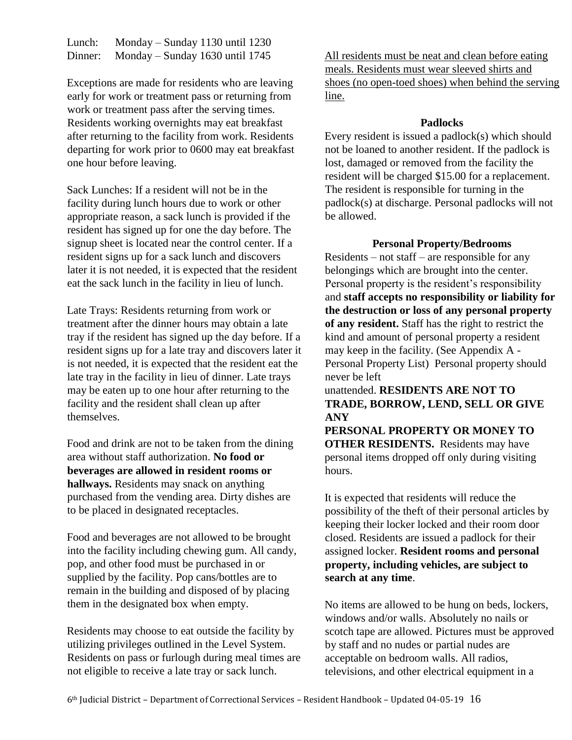Lunch: Monday – Sunday 1130 until 1230
Dinner: Monday – Sunday 1630 until 1745

Exceptions are made for residents who are leaving early for work or treatment pass or returning from work or treatment pass after the serving times. Residents working overnights may eat breakfast after returning to the facility from work. Residents departing for work prior to 0600 may eat breakfast one hour before leaving.

Sack Lunches: If a resident will not be in the facility during lunch hours due to work or other appropriate reason, a sack lunch is provided if the resident has signed up for one the day before. The signup sheet is located near the control center. If a resident signs up for a sack lunch and discovers later it is not needed, it is expected that the resident eat the sack lunch in the facility in lieu of lunch.

Late Trays: Residents returning from work or treatment after the dinner hours may obtain a late tray if the resident has signed up the day before. If a resident signs up for a late tray and discovers later it is not needed, it is expected that the resident eat the late tray in the facility in lieu of dinner. Late trays may be eaten up to one hour after returning to the facility and the resident shall clean up after themselves.

Food and drink are not to be taken from the dining area without staff authorization. **No food or beverages are allowed in resident rooms or hallways.** Residents may snack on anything purchased from the vending area. Dirty dishes are to be placed in designated receptacles.

Food and beverages are not allowed to be brought into the facility including chewing gum. All candy, pop, and other food must be purchased in or supplied by the facility. Pop cans/bottles are to remain in the building and disposed of by placing them in the designated box when empty.

Residents may choose to eat outside the facility by utilizing privileges outlined in the Level System. Residents on pass or furlough during meal times are not eligible to receive a late tray or sack lunch.

<u>All residents must be neat and clean before eating meals. Residents must wear sleeved shirts and shoes (no open-toed shoes) when behind the serving line.</u>

### Padlocks

Every resident is issued a padlock(s) which should not be loaned to another resident. If the padlock is lost, damaged or removed from the facility the resident will be charged $15.00 for a replacement. The resident is responsible for turning in the padlock(s) at discharge. Personal padlocks will not be allowed.

### Personal Property/Bedrooms

Residents – not staff – are responsible for any belongings which are brought into the center. Personal property is the resident's responsibility and **staff accepts no responsibility or liability for the destruction or loss of any personal property of any resident.** Staff has the right to restrict the kind and amount of personal property a resident may keep in the facility. (See Appendix A - Personal Property List) Personal property should never be left unattended. **RESIDENTS ARE NOT TO TRADE, BORROW, LEND, SELL OR GIVE ANY PERSONAL PROPERTY OR MONEY TO OTHER RESIDENTS.** Residents may have personal items dropped off only during visiting hours.

It is expected that residents will reduce the possibility of the theft of their personal articles by keeping their locker locked and their room door closed. Residents are issued a padlock for their assigned locker. **Resident rooms and personal property, including vehicles, are subject to search at any time**.

No items are allowed to be hung on beds, lockers, windows and/or walls. Absolutely no nails or scotch tape are allowed. Pictures must be approved by staff and no nudes or partial nudes are acceptable on bedroom walls. All radios, televisions, and other electrical equipment in a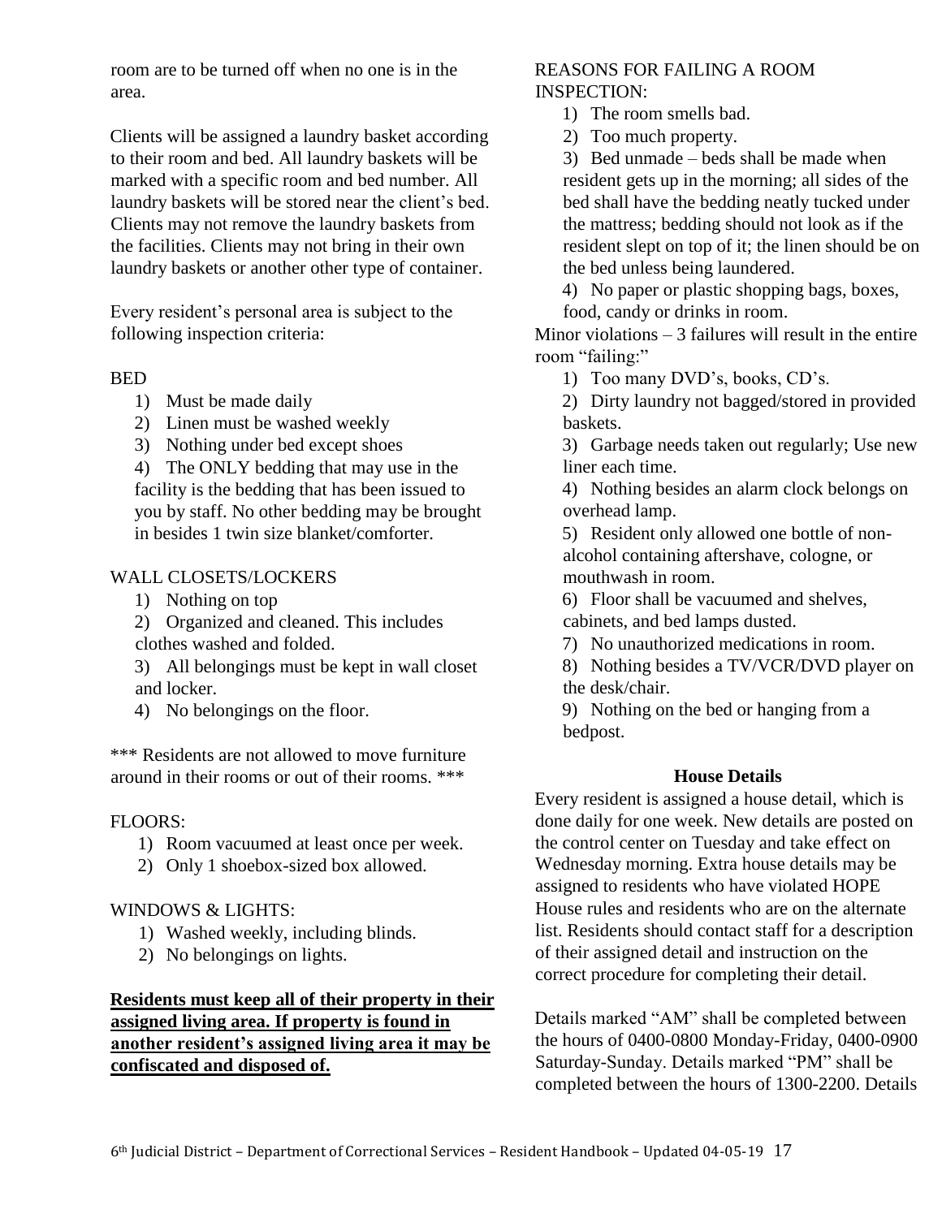room are to be turned off when no one is in the area.

Clients will be assigned a laundry basket according to their room and bed. All laundry baskets will be marked with a specific room and bed number. All laundry baskets will be stored near the client's bed. Clients may not remove the laundry baskets from the facilities. Clients may not bring in their own laundry baskets or another other type of container.

Every resident's personal area is subject to the following inspection criteria:

BED

1) Must be made daily
2) Linen must be washed weekly
3) Nothing under bed except shoes
4) The ONLY bedding that may use in the facility is the bedding that has been issued to you by staff. No other bedding may be brought in besides 1 twin size blanket/comforter.

WALL CLOSETS/LOCKERS

1) Nothing on top
2) Organized and cleaned. This includes clothes washed and folded.
3) All belongings must be kept in wall closet and locker.
4) No belongings on the floor.

*** Residents are not allowed to move furniture around in their rooms or out of their rooms. ***

FLOORS:

1) Room vacuumed at least once per week.
2) Only 1 shoebox-sized box allowed.

WINDOWS & LIGHTS:

1) Washed weekly, including blinds.
2) No belongings on lights.

**Residents must keep all of their property in their assigned living area. If property is found in another resident's assigned living area it may be confiscated and disposed of.**

REASONS FOR FAILING A ROOM INSPECTION:

1) The room smells bad.
2) Too much property.
3) Bed unmade – beds shall be made when resident gets up in the morning; all sides of the bed shall have the bedding neatly tucked under the mattress; bedding should not look as if the resident slept on top of it; the linen should be on the bed unless being laundered.
4) No paper or plastic shopping bags, boxes, food, candy or drinks in room.

Minor violations – 3 failures will result in the entire room "failing:"

1) Too many DVD's, books, CD's.
2) Dirty laundry not bagged/stored in provided baskets.
3) Garbage needs taken out regularly; Use new liner each time.
4) Nothing besides an alarm clock belongs on overhead lamp.
5) Resident only allowed one bottle of non-alcohol containing aftershave, cologne, or mouthwash in room.
6) Floor shall be vacuumed and shelves, cabinets, and bed lamps dusted.
7) No unauthorized medications in room.
8) Nothing besides a TV/VCR/DVD player on the desk/chair.
9) Nothing on the bed or hanging from a bedpost.

### House Details

Every resident is assigned a house detail, which is done daily for one week. New details are posted on the control center on Tuesday and take effect on Wednesday morning. Extra house details may be assigned to residents who have violated HOPE House rules and residents who are on the alternate list. Residents should contact staff for a description of their assigned detail and instruction on the correct procedure for completing their detail.

Details marked "AM" shall be completed between the hours of 0400-0800 Monday-Friday, 0400-0900 Saturday-Sunday. Details marked "PM" shall be completed between the hours of 1300-2200. Details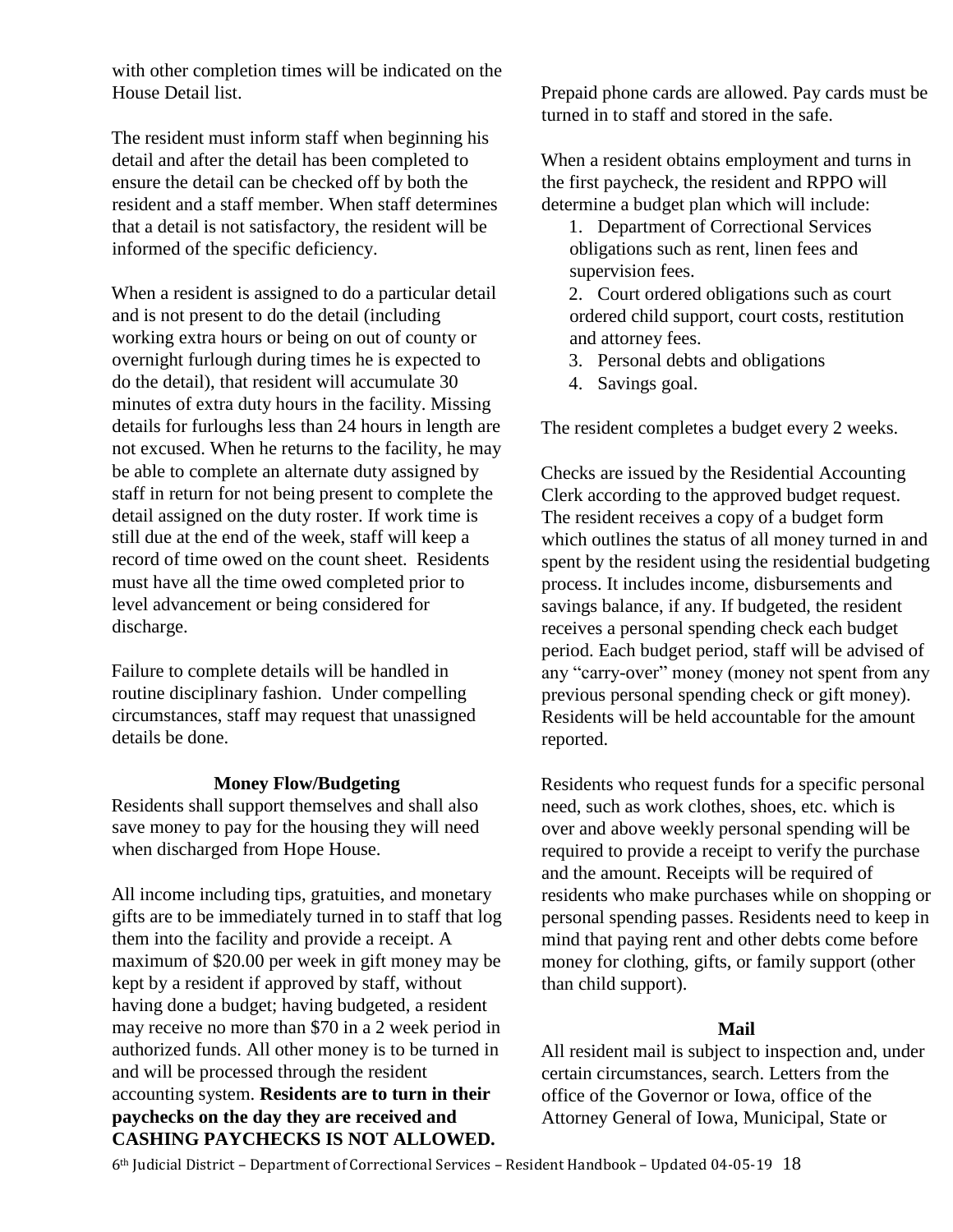with other completion times will be indicated on the House Detail list.

The resident must inform staff when beginning his detail and after the detail has been completed to ensure the detail can be checked off by both the resident and a staff member. When staff determines that a detail is not satisfactory, the resident will be informed of the specific deficiency.

When a resident is assigned to do a particular detail and is not present to do the detail (including working extra hours or being on out of county or overnight furlough during times he is expected to do the detail), that resident will accumulate 30 minutes of extra duty hours in the facility. Missing details for furloughs less than 24 hours in length are not excused. When he returns to the facility, he may be able to complete an alternate duty assigned by staff in return for not being present to complete the detail assigned on the duty roster. If work time is still due at the end of the week, staff will keep a record of time owed on the count sheet. Residents must have all the time owed completed prior to level advancement or being considered for discharge.

Failure to complete details will be handled in routine disciplinary fashion. Under compelling circumstances, staff may request that unassigned details be done.

### Money Flow/Budgeting

Residents shall support themselves and shall also save money to pay for the housing they will need when discharged from Hope House.

All income including tips, gratuities, and monetary gifts are to be immediately turned in to staff that log them into the facility and provide a receipt. A maximum of $20.00 per week in gift money may be kept by a resident if approved by staff, without having done a budget; having budgeted, a resident may receive no more than $70 in a 2 week period in authorized funds. All other money is to be turned in and will be processed through the resident accounting system. **Residents are to turn in their paychecks on the day they are received and CASHING PAYCHECKS IS NOT ALLOWED.**

Prepaid phone cards are allowed. Pay cards must be turned in to staff and stored in the safe.

When a resident obtains employment and turns in the first paycheck, the resident and RPPO will determine a budget plan which will include:

1. Department of Correctional Services obligations such as rent, linen fees and supervision fees.
2. Court ordered obligations such as court ordered child support, court costs, restitution and attorney fees.
3. Personal debts and obligations
4. Savings goal.

The resident completes a budget every 2 weeks.

Checks are issued by the Residential Accounting Clerk according to the approved budget request. The resident receives a copy of a budget form which outlines the status of all money turned in and spent by the resident using the residential budgeting process. It includes income, disbursements and savings balance, if any. If budgeted, the resident receives a personal spending check each budget period. Each budget period, staff will be advised of any "carry-over" money (money not spent from any previous personal spending check or gift money). Residents will be held accountable for the amount reported.

Residents who request funds for a specific personal need, such as work clothes, shoes, etc. which is over and above weekly personal spending will be required to provide a receipt to verify the purchase and the amount. Receipts will be required of residents who make purchases while on shopping or personal spending passes. Residents need to keep in mind that paying rent and other debts come before money for clothing, gifts, or family support (other than child support).

### Mail

All resident mail is subject to inspection and, under certain circumstances, search. Letters from the office of the Governor or Iowa, office of the Attorney General of Iowa, Municipal, State or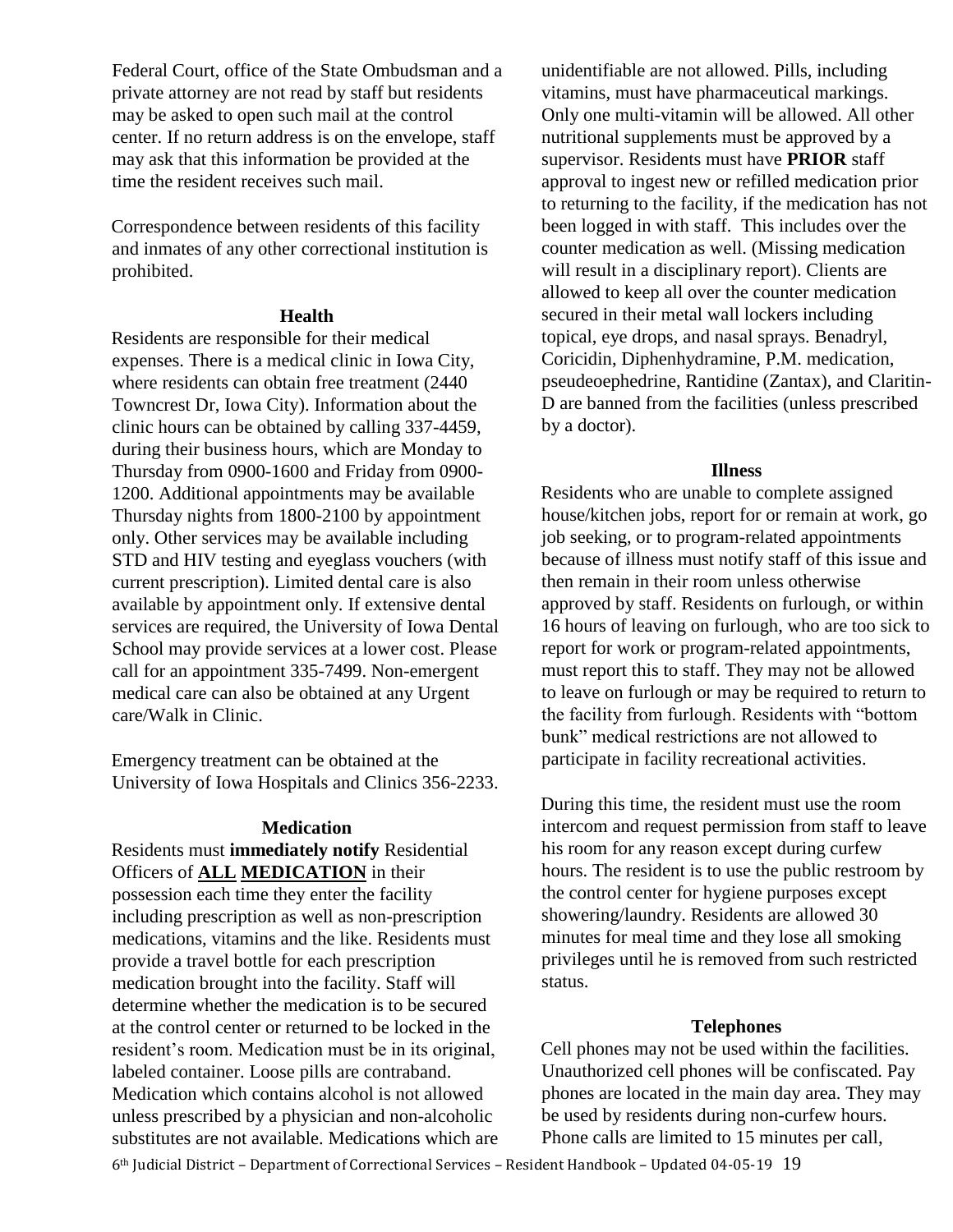Federal Court, office of the State Ombudsman and a private attorney are not read by staff but residents may be asked to open such mail at the control center. If no return address is on the envelope, staff may ask that this information be provided at the time the resident receives such mail.

Correspondence between residents of this facility and inmates of any other correctional institution is prohibited.

### Health

Residents are responsible for their medical expenses. There is a medical clinic in Iowa City, where residents can obtain free treatment (2440 Towncrest Dr, Iowa City). Information about the clinic hours can be obtained by calling 337-4459, during their business hours, which are Monday to Thursday from 0900-1600 and Friday from 0900-1200. Additional appointments may be available Thursday nights from 1800-2100 by appointment only. Other services may be available including STD and HIV testing and eyeglass vouchers (with current prescription). Limited dental care is also available by appointment only. If extensive dental services are required, the University of Iowa Dental School may provide services at a lower cost. Please call for an appointment 335-7499. Non-emergent medical care can also be obtained at any Urgent care/Walk in Clinic.

Emergency treatment can be obtained at the University of Iowa Hospitals and Clinics 356-2233.

### Medication

Residents must **immediately notify** Residential Officers of **ALL MEDICATION** in their possession each time they enter the facility including prescription as well as non-prescription medications, vitamins and the like. Residents must provide a travel bottle for each prescription medication brought into the facility. Staff will determine whether the medication is to be secured at the control center or returned to be locked in the resident's room. Medication must be in its original, labeled container. Loose pills are contraband. Medication which contains alcohol is not allowed unless prescribed by a physician and non-alcoholic substitutes are not available. Medications which are unidentifiable are not allowed. Pills, including vitamins, must have pharmaceutical markings. Only one multi-vitamin will be allowed. All other nutritional supplements must be approved by a supervisor. Residents must have **PRIOR** staff approval to ingest new or refilled medication prior to returning to the facility, if the medication has not been logged in with staff. This includes over the counter medication as well. (Missing medication will result in a disciplinary report). Clients are allowed to keep all over the counter medication secured in their metal wall lockers including topical, eye drops, and nasal sprays. Benadryl, Coricidin, Diphenhydramine, P.M. medication, pseudeoephedrine, Rantidine (Zantax), and Claritin-D are banned from the facilities (unless prescribed by a doctor).

### Illness

Residents who are unable to complete assigned house/kitchen jobs, report for or remain at work, go job seeking, or to program-related appointments because of illness must notify staff of this issue and then remain in their room unless otherwise approved by staff. Residents on furlough, or within 16 hours of leaving on furlough, who are too sick to report for work or program-related appointments, must report this to staff. They may not be allowed to leave on furlough or may be required to return to the facility from furlough. Residents with "bottom bunk" medical restrictions are not allowed to participate in facility recreational activities.

During this time, the resident must use the room intercom and request permission from staff to leave his room for any reason except during curfew hours. The resident is to use the public restroom by the control center for hygiene purposes except showering/laundry. Residents are allowed 30 minutes for meal time and they lose all smoking privileges until he is removed from such restricted status.

### Telephones

Cell phones may not be used within the facilities. Unauthorized cell phones will be confiscated. Pay phones are located in the main day area. They may be used by residents during non-curfew hours. Phone calls are limited to 15 minutes per call,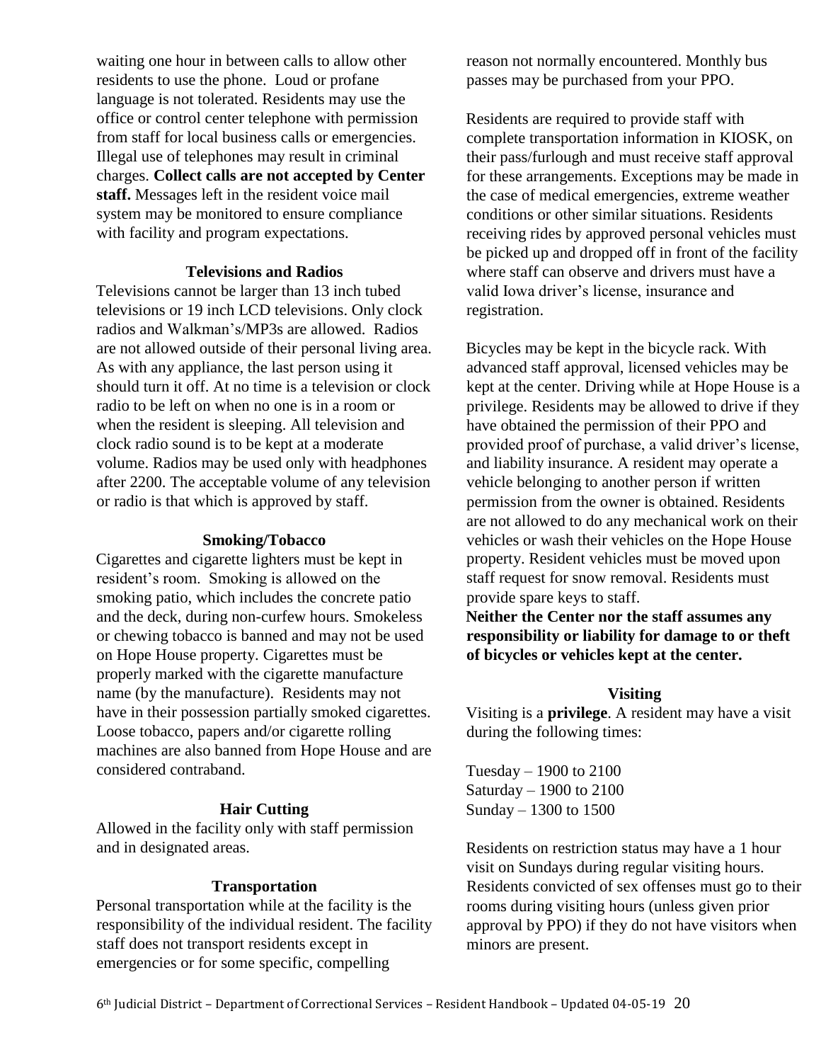waiting one hour in between calls to allow other residents to use the phone. Loud or profane language is not tolerated. Residents may use the office or control center telephone with permission from staff for local business calls or emergencies. Illegal use of telephones may result in criminal charges. **Collect calls are not accepted by Center staff.** Messages left in the resident voice mail system may be monitored to ensure compliance with facility and program expectations.

### Televisions and Radios

Televisions cannot be larger than 13 inch tubed televisions or 19 inch LCD televisions. Only clock radios and Walkman's/MP3s are allowed. Radios are not allowed outside of their personal living area. As with any appliance, the last person using it should turn it off. At no time is a television or clock radio to be left on when no one is in a room or when the resident is sleeping. All television and clock radio sound is to be kept at a moderate volume. Radios may be used only with headphones after 2200. The acceptable volume of any television or radio is that which is approved by staff.

### Smoking/Tobacco

Cigarettes and cigarette lighters must be kept in resident's room. Smoking is allowed on the smoking patio, which includes the concrete patio and the deck, during non-curfew hours. Smokeless or chewing tobacco is banned and may not be used on Hope House property. Cigarettes must be properly marked with the cigarette manufacture name (by the manufacture). Residents may not have in their possession partially smoked cigarettes. Loose tobacco, papers and/or cigarette rolling machines are also banned from Hope House and are considered contraband.

### Hair Cutting

Allowed in the facility only with staff permission and in designated areas.

### Transportation

Personal transportation while at the facility is the responsibility of the individual resident. The facility staff does not transport residents except in emergencies or for some specific, compelling reason not normally encountered. Monthly bus passes may be purchased from your PPO.

Residents are required to provide staff with complete transportation information in KIOSK, on their pass/furlough and must receive staff approval for these arrangements. Exceptions may be made in the case of medical emergencies, extreme weather conditions or other similar situations. Residents receiving rides by approved personal vehicles must be picked up and dropped off in front of the facility where staff can observe and drivers must have a valid Iowa driver's license, insurance and registration.

Bicycles may be kept in the bicycle rack. With advanced staff approval, licensed vehicles may be kept at the center. Driving while at Hope House is a privilege. Residents may be allowed to drive if they have obtained the permission of their PPO and provided proof of purchase, a valid driver's license, and liability insurance. A resident may operate a vehicle belonging to another person if written permission from the owner is obtained. Residents are not allowed to do any mechanical work on their vehicles or wash their vehicles on the Hope House property. Resident vehicles must be moved upon staff request for snow removal. Residents must provide spare keys to staff.

**Neither the Center nor the staff assumes any responsibility or liability for damage to or theft of bicycles or vehicles kept at the center.**

### Visiting

Visiting is a **privilege**. A resident may have a visit during the following times:

Tuesday – 1900 to 2100
Saturday – 1900 to 2100
Sunday – 1300 to 1500

Residents on restriction status may have a 1 hour visit on Sundays during regular visiting hours. Residents convicted of sex offenses must go to their rooms during visiting hours (unless given prior approval by PPO) if they do not have visitors when minors are present.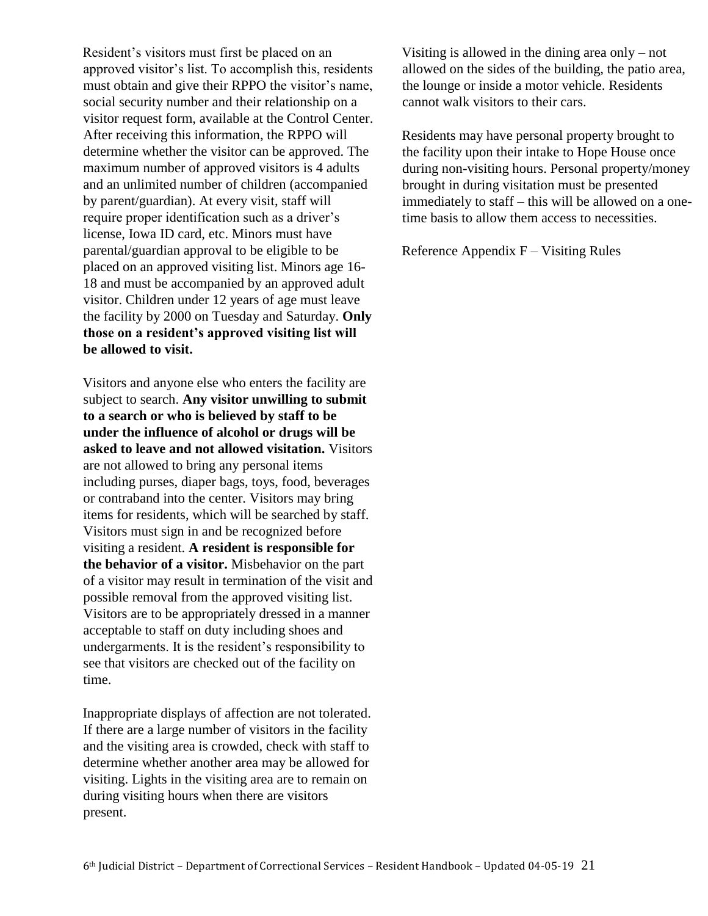Resident's visitors must first be placed on an approved visitor's list. To accomplish this, residents must obtain and give their RPPO the visitor's name, social security number and their relationship on a visitor request form, available at the Control Center. After receiving this information, the RPPO will determine whether the visitor can be approved. The maximum number of approved visitors is 4 adults and an unlimited number of children (accompanied by parent/guardian). At every visit, staff will require proper identification such as a driver's license, Iowa ID card, etc. Minors must have parental/guardian approval to be eligible to be placed on an approved visiting list. Minors age 16-18 and must be accompanied by an approved adult visitor. Children under 12 years of age must leave the facility by 2000 on Tuesday and Saturday. **Only those on a resident's approved visiting list will be allowed to visit.**

Visitors and anyone else who enters the facility are subject to search. **Any visitor unwilling to submit to a search or who is believed by staff to be under the influence of alcohol or drugs will be asked to leave and not allowed visitation.** Visitors are not allowed to bring any personal items including purses, diaper bags, toys, food, beverages or contraband into the center. Visitors may bring items for residents, which will be searched by staff. Visitors must sign in and be recognized before visiting a resident. **A resident is responsible for the behavior of a visitor.** Misbehavior on the part of a visitor may result in termination of the visit and possible removal from the approved visiting list. Visitors are to be appropriately dressed in a manner acceptable to staff on duty including shoes and undergarments. It is the resident's responsibility to see that visitors are checked out of the facility on time.

Inappropriate displays of affection are not tolerated. If there are a large number of visitors in the facility and the visiting area is crowded, check with staff to determine whether another area may be allowed for visiting. Lights in the visiting area are to remain on during visiting hours when there are visitors present.

Visiting is allowed in the dining area only – not allowed on the sides of the building, the patio area, the lounge or inside a motor vehicle. Residents cannot walk visitors to their cars.

Residents may have personal property brought to the facility upon their intake to Hope House once during non-visiting hours. Personal property/money brought in during visitation must be presented immediately to staff – this will be allowed on a one-time basis to allow them access to necessities.

Reference Appendix F – Visiting Rules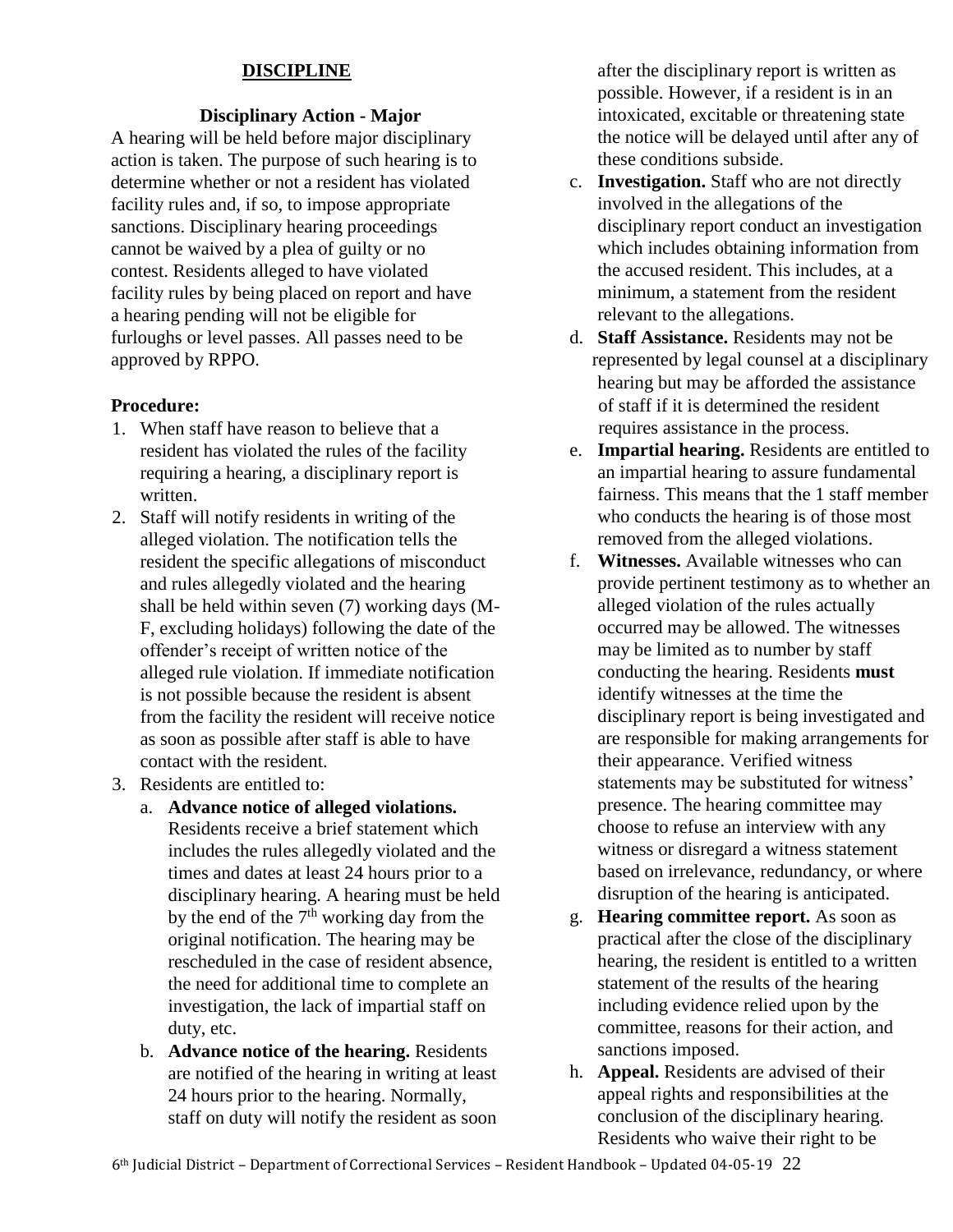## DISCIPLINE

### Disciplinary Action - Major

A hearing will be held before major disciplinary action is taken. The purpose of such hearing is to determine whether or not a resident has violated facility rules and, if so, to impose appropriate sanctions. Disciplinary hearing proceedings cannot be waived by a plea of guilty or no contest. Residents alleged to have violated facility rules by being placed on report and have a hearing pending will not be eligible for furloughs or level passes. All passes need to be approved by RPPO.

**Procedure:**

1. When staff have reason to believe that a resident has violated the rules of the facility requiring a hearing, a disciplinary report is written.
2. Staff will notify residents in writing of the alleged violation. The notification tells the resident the specific allegations of misconduct and rules allegedly violated and the hearing shall be held within seven (7) working days (M-F, excluding holidays) following the date of the offender's receipt of written notice of the alleged rule violation. If immediate notification is not possible because the resident is absent from the facility the resident will receive notice as soon as possible after staff is able to have contact with the resident.
3. Residents are entitled to:
   a. **Advance notice of alleged violations.** Residents receive a brief statement which includes the rules allegedly violated and the times and dates at least 24 hours prior to a disciplinary hearing. A hearing must be held by the end of the 7th working day from the original notification. The hearing may be rescheduled in the case of resident absence, the need for additional time to complete an investigation, the lack of impartial staff on duty, etc.
   b. **Advance notice of the hearing.** Residents are notified of the hearing in writing at least 24 hours prior to the hearing. Normally, staff on duty will notify the resident as soon after the disciplinary report is written as possible. However, if a resident is in an intoxicated, excitable or threatening state the notice will be delayed until after any of these conditions subside.
   c. **Investigation.** Staff who are not directly involved in the allegations of the disciplinary report conduct an investigation which includes obtaining information from the accused resident. This includes, at a minimum, a statement from the resident relevant to the allegations.
   d. **Staff Assistance.** Residents may not be represented by legal counsel at a disciplinary hearing but may be afforded the assistance of staff if it is determined the resident requires assistance in the process.
   e. **Impartial hearing.** Residents are entitled to an impartial hearing to assure fundamental fairness. This means that the 1 staff member who conducts the hearing is of those most removed from the alleged violations.
   f. **Witnesses.** Available witnesses who can provide pertinent testimony as to whether an alleged violation of the rules actually occurred may be allowed. The witnesses may be limited as to number by staff conducting the hearing. Residents **must** identify witnesses at the time the disciplinary report is being investigated and are responsible for making arrangements for their appearance. Verified witness statements may be substituted for witness' presence. The hearing committee may choose to refuse an interview with any witness or disregard a witness statement based on irrelevance, redundancy, or where disruption of the hearing is anticipated.
   g. **Hearing committee report.** As soon as practical after the close of the disciplinary hearing, the resident is entitled to a written statement of the results of the hearing including evidence relied upon by the committee, reasons for their action, and sanctions imposed.
   h. **Appeal.** Residents are advised of their appeal rights and responsibilities at the conclusion of the disciplinary hearing. Residents who waive their right to be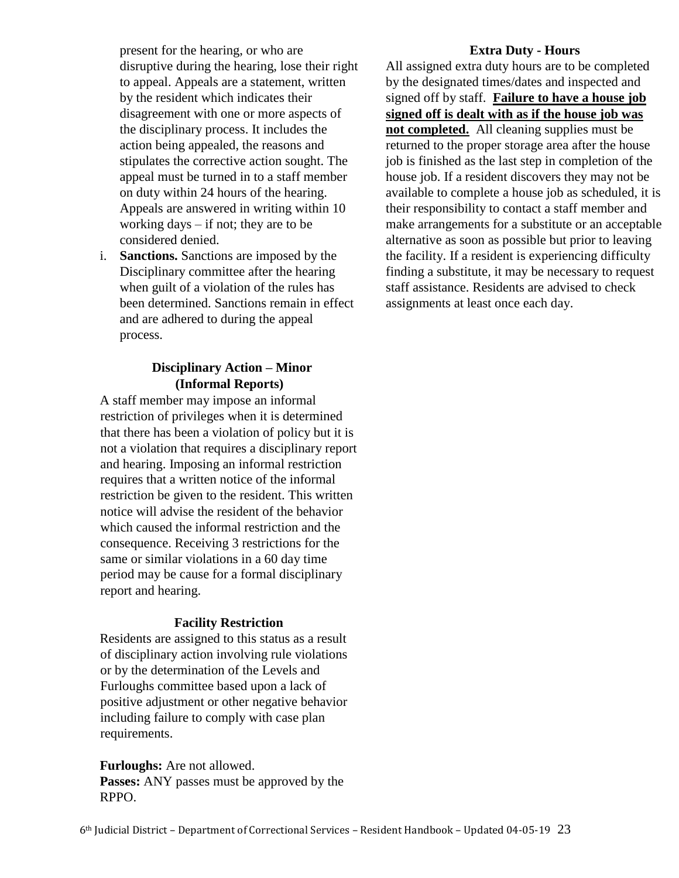present for the hearing, or who are disruptive during the hearing, lose their right to appeal. Appeals are a statement, written by the resident which indicates their disagreement with one or more aspects of the disciplinary process. It includes the action being appealed, the reasons and stipulates the corrective action sought. The appeal must be turned in to a staff member on duty within 24 hours of the hearing. Appeals are answered in writing within 10 working days – if not; they are to be considered denied.

i. **Sanctions.** Sanctions are imposed by the Disciplinary committee after the hearing when guilt of a violation of the rules has been determined. Sanctions remain in effect and are adhered to during the appeal process.

### Disciplinary Action – Minor (Informal Reports)

A staff member may impose an informal restriction of privileges when it is determined that there has been a violation of policy but it is not a violation that requires a disciplinary report and hearing. Imposing an informal restriction requires that a written notice of the informal restriction be given to the resident. This written notice will advise the resident of the behavior which caused the informal restriction and the consequence. Receiving 3 restrictions for the same or similar violations in a 60 day time period may be cause for a formal disciplinary report and hearing.

### Facility Restriction

Residents are assigned to this status as a result of disciplinary action involving rule violations or by the determination of the Levels and Furloughs committee based upon a lack of positive adjustment or other negative behavior including failure to comply with case plan requirements.

**Furloughs:** Are not allowed.
**Passes:** ANY passes must be approved by the RPPO.

### Extra Duty - Hours

All assigned extra duty hours are to be completed by the designated times/dates and inspected and signed off by staff. **Failure to have a house job signed off is dealt with as if the house job was not completed.** All cleaning supplies must be returned to the proper storage area after the house job is finished as the last step in completion of the house job. If a resident discovers they may not be available to complete a house job as scheduled, it is their responsibility to contact a staff member and make arrangements for a substitute or an acceptable alternative as soon as possible but prior to leaving the facility. If a resident is experiencing difficulty finding a substitute, it may be necessary to request staff assistance. Residents are advised to check assignments at least once each day.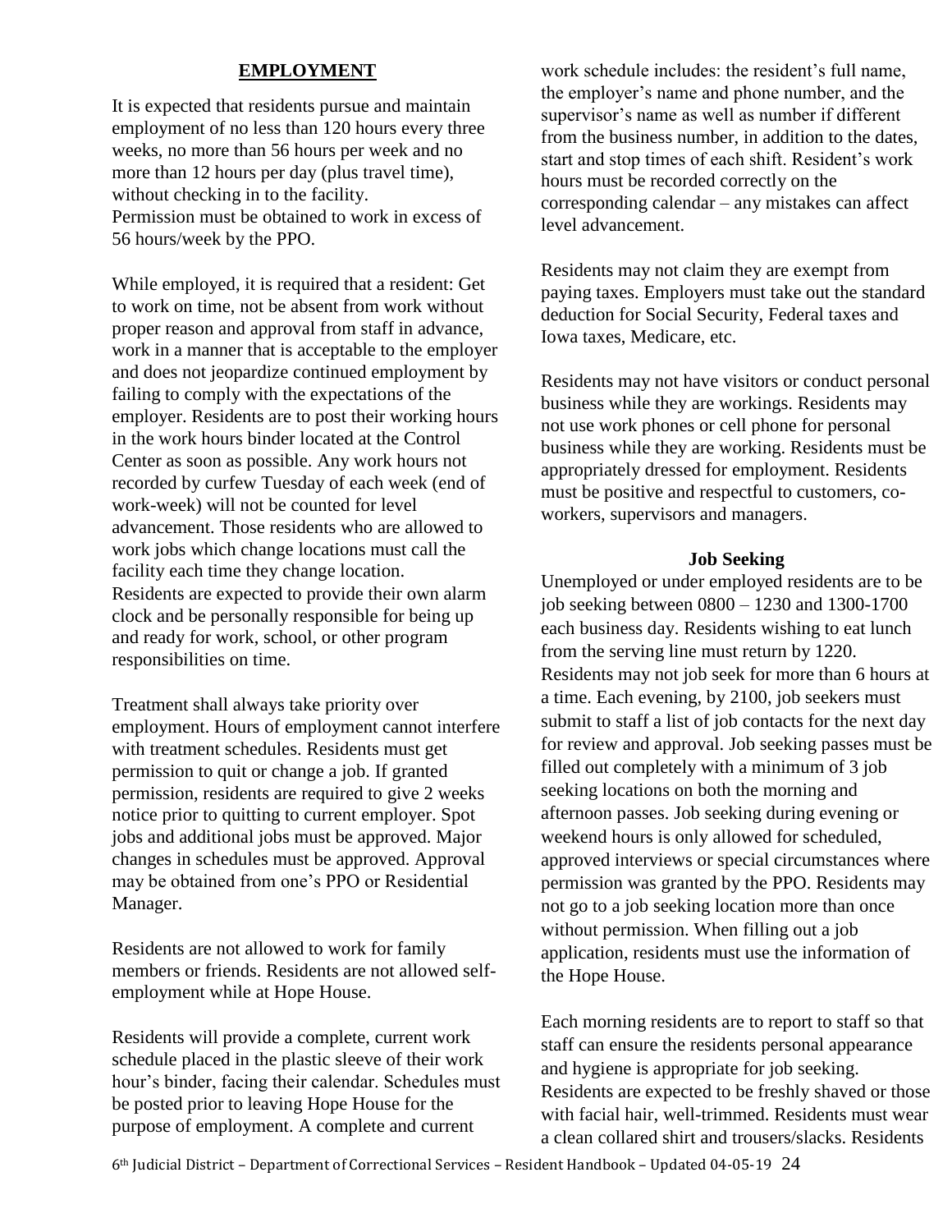## EMPLOYMENT

It is expected that residents pursue and maintain employment of no less than 120 hours every three weeks, no more than 56 hours per week and no more than 12 hours per day (plus travel time), without checking in to the facility.
Permission must be obtained to work in excess of 56 hours/week by the PPO.

While employed, it is required that a resident: Get to work on time, not be absent from work without proper reason and approval from staff in advance, work in a manner that is acceptable to the employer and does not jeopardize continued employment by failing to comply with the expectations of the employer. Residents are to post their working hours in the work hours binder located at the Control Center as soon as possible. Any work hours not recorded by curfew Tuesday of each week (end of work-week) will not be counted for level advancement. Those residents who are allowed to work jobs which change locations must call the facility each time they change location.
Residents are expected to provide their own alarm clock and be personally responsible for being up and ready for work, school, or other program responsibilities on time.

Treatment shall always take priority over employment. Hours of employment cannot interfere with treatment schedules. Residents must get permission to quit or change a job. If granted permission, residents are required to give 2 weeks notice prior to quitting to current employer. Spot jobs and additional jobs must be approved. Major changes in schedules must be approved. Approval may be obtained from one's PPO or Residential Manager.

Residents are not allowed to work for family members or friends. Residents are not allowed self-employment while at Hope House.

Residents will provide a complete, current work schedule placed in the plastic sleeve of their work hour's binder, facing their calendar. Schedules must be posted prior to leaving Hope House for the purpose of employment. A complete and current work schedule includes: the resident's full name, the employer's name and phone number, and the supervisor's name as well as number if different from the business number, in addition to the dates, start and stop times of each shift. Resident's work hours must be recorded correctly on the corresponding calendar – any mistakes can affect level advancement.

Residents may not claim they are exempt from paying taxes. Employers must take out the standard deduction for Social Security, Federal taxes and Iowa taxes, Medicare, etc.

Residents may not have visitors or conduct personal business while they are workings. Residents may not use work phones or cell phone for personal business while they are working. Residents must be appropriately dressed for employment. Residents must be positive and respectful to customers, co-workers, supervisors and managers.

### Job Seeking

Unemployed or under employed residents are to be job seeking between 0800 – 1230 and 1300-1700 each business day. Residents wishing to eat lunch from the serving line must return by 1220. Residents may not job seek for more than 6 hours at a time. Each evening, by 2100, job seekers must submit to staff a list of job contacts for the next day for review and approval. Job seeking passes must be filled out completely with a minimum of 3 job seeking locations on both the morning and afternoon passes. Job seeking during evening or weekend hours is only allowed for scheduled, approved interviews or special circumstances where permission was granted by the PPO. Residents may not go to a job seeking location more than once without permission. When filling out a job application, residents must use the information of the Hope House.

Each morning residents are to report to staff so that staff can ensure the residents personal appearance and hygiene is appropriate for job seeking. Residents are expected to be freshly shaved or those with facial hair, well-trimmed. Residents must wear a clean collared shirt and trousers/slacks. Residents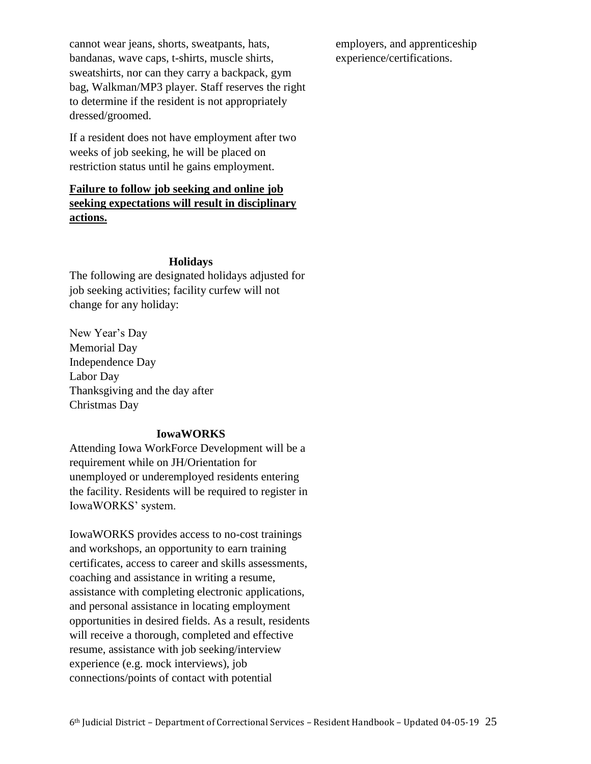cannot wear jeans, shorts, sweatpants, hats, bandanas, wave caps, t-shirts, muscle shirts, sweatshirts, nor can they carry a backpack, gym bag, Walkman/MP3 player. Staff reserves the right to determine if the resident is not appropriately dressed/groomed.

If a resident does not have employment after two weeks of job seeking, he will be placed on restriction status until he gains employment.

**Failure to follow job seeking and online job seeking expectations will result in disciplinary actions.**

### Holidays

The following are designated holidays adjusted for job seeking activities; facility curfew will not change for any holiday:

New Year's Day
Memorial Day
Independence Day
Labor Day
Thanksgiving and the day after
Christmas Day

### IowaWORKS

Attending Iowa WorkForce Development will be a requirement while on JH/Orientation for unemployed or underemployed residents entering the facility. Residents will be required to register in IowaWORKS' system.

IowaWORKS provides access to no-cost trainings and workshops, an opportunity to earn training certificates, access to career and skills assessments, coaching and assistance in writing a resume, assistance with completing electronic applications, and personal assistance in locating employment opportunities in desired fields. As a result, residents will receive a thorough, completed and effective resume, assistance with job seeking/interview experience (e.g. mock interviews), job connections/points of contact with potential employers, and apprenticeship experience/certifications.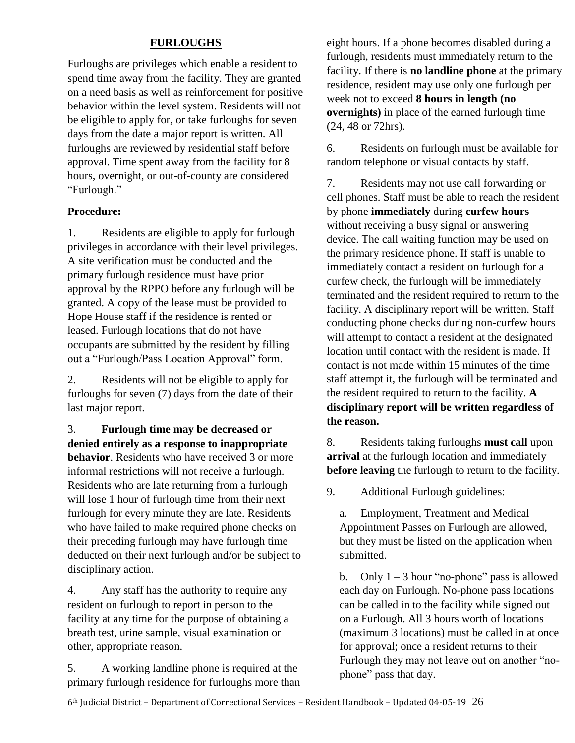## FURLOUGHS

Furloughs are privileges which enable a resident to spend time away from the facility. They are granted on a need basis as well as reinforcement for positive behavior within the level system. Residents will not be eligible to apply for, or take furloughs for seven days from the date a major report is written. All furloughs are reviewed by residential staff before approval. Time spent away from the facility for 8 hours, overnight, or out-of-county are considered "Furlough."

**Procedure:**

1. Residents are eligible to apply for furlough privileges in accordance with their level privileges. A site verification must be conducted and the primary furlough residence must have prior approval by the RPPO before any furlough will be granted. A copy of the lease must be provided to Hope House staff if the residence is rented or leased. Furlough locations that do not have occupants are submitted by the resident by filling out a "Furlough/Pass Location Approval" form.

2. Residents will not be eligible to apply for furloughs for seven (7) days from the date of their last major report.

3. **Furlough time may be decreased or denied entirely as a response to inappropriate behavior**. Residents who have received 3 or more informal restrictions will not receive a furlough. Residents who are late returning from a furlough will lose 1 hour of furlough time from their next furlough for every minute they are late. Residents who have failed to make required phone checks on their preceding furlough may have furlough time deducted on their next furlough and/or be subject to disciplinary action.

4. Any staff has the authority to require any resident on furlough to report in person to the facility at any time for the purpose of obtaining a breath test, urine sample, visual examination or other, appropriate reason.

5. A working landline phone is required at the primary furlough residence for furloughs more than eight hours. If a phone becomes disabled during a furlough, residents must immediately return to the facility. If there is **no landline phone** at the primary residence, resident may use only one furlough per week not to exceed **8 hours in length (no overnights)** in place of the earned furlough time (24, 48 or 72hrs).

6. Residents on furlough must be available for random telephone or visual contacts by staff.

7. Residents may not use call forwarding or cell phones. Staff must be able to reach the resident by phone **immediately** during **curfew hours** without receiving a busy signal or answering device. The call waiting function may be used on the primary residence phone. If staff is unable to immediately contact a resident on furlough for a curfew check, the furlough will be immediately terminated and the resident required to return to the facility. A disciplinary report will be written. Staff conducting phone checks during non-curfew hours will attempt to contact a resident at the designated location until contact with the resident is made. If contact is not made within 15 minutes of the time staff attempt it, the furlough will be terminated and the resident required to return to the facility. **A disciplinary report will be written regardless of the reason.**

8. Residents taking furloughs **must call** upon **arrival** at the furlough location and immediately **before leaving** the furlough to return to the facility.

9. Additional Furlough guidelines:

   a. Employment, Treatment and Medical Appointment Passes on Furlough are allowed, but they must be listed on the application when submitted.

   b. Only 1 – 3 hour "no-phone" pass is allowed each day on Furlough. No-phone pass locations can be called in to the facility while signed out on a Furlough. All 3 hours worth of locations (maximum 3 locations) must be called in at once for approval; once a resident returns to their Furlough they may not leave out on another "no-phone" pass that day.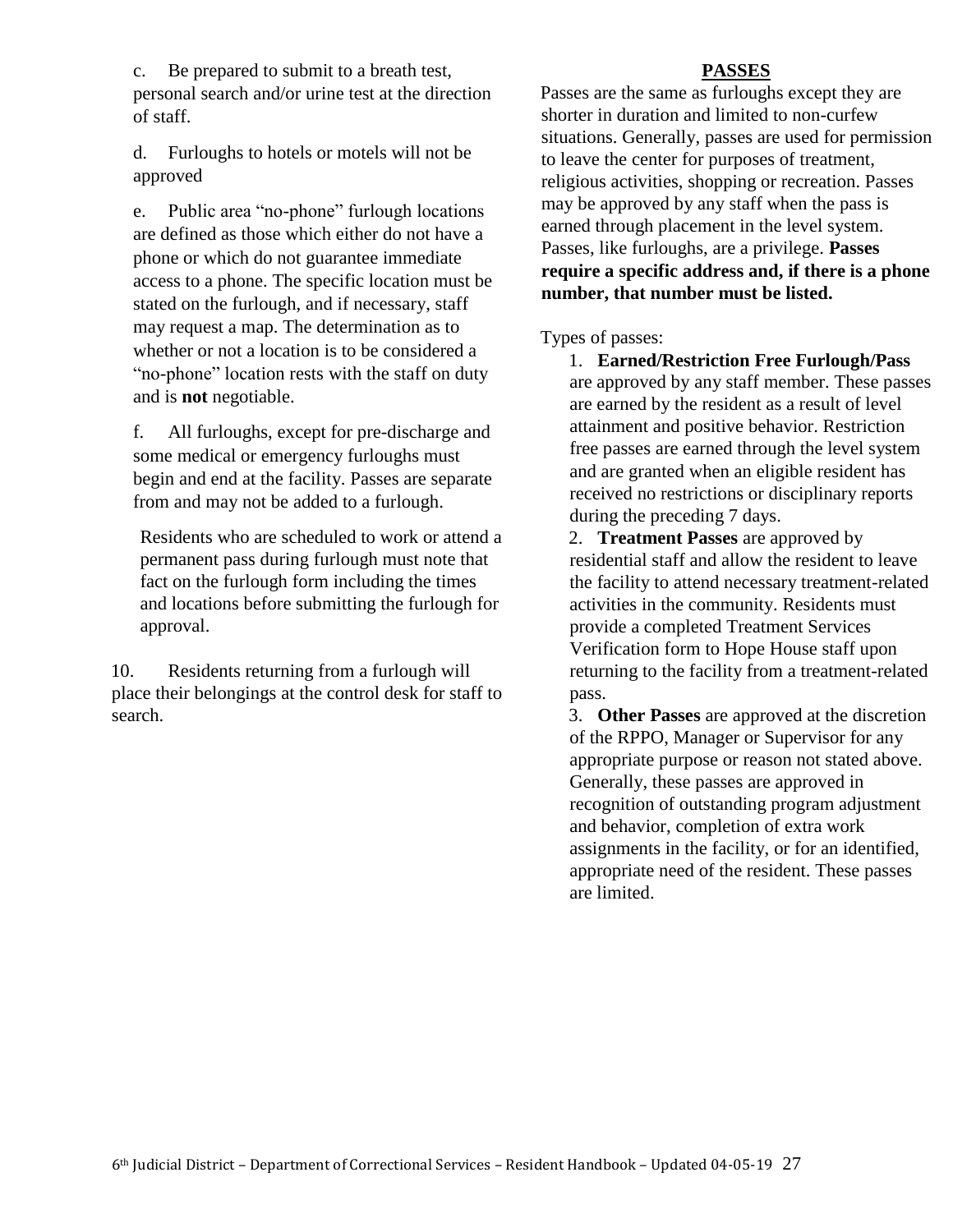c. Be prepared to submit to a breath test, personal search and/or urine test at the direction of staff.

d. Furloughs to hotels or motels will not be approved

e. Public area "no-phone" furlough locations are defined as those which either do not have a phone or which do not guarantee immediate access to a phone. The specific location must be stated on the furlough, and if necessary, staff may request a map. The determination as to whether or not a location is to be considered a "no-phone" location rests with the staff on duty and is **not** negotiable.

f. All furloughs, except for pre-discharge and some medical or emergency furloughs must begin and end at the facility. Passes are separate from and may not be added to a furlough.

Residents who are scheduled to work or attend a permanent pass during furlough must note that fact on the furlough form including the times and locations before submitting the furlough for approval.

10. Residents returning from a furlough will place their belongings at the control desk for staff to search.

## PASSES

Passes are the same as furloughs except they are shorter in duration and limited to non-curfew situations. Generally, passes are used for permission to leave the center for purposes of treatment, religious activities, shopping or recreation. Passes may be approved by any staff when the pass is earned through placement in the level system. Passes, like furloughs, are a privilege. **Passes require a specific address and, if there is a phone number, that number must be listed.**

Types of passes:

1. **Earned/Restriction Free Furlough/Pass** are approved by any staff member. These passes are earned by the resident as a result of level attainment and positive behavior. Restriction free passes are earned through the level system and are granted when an eligible resident has received no restrictions or disciplinary reports during the preceding 7 days.
2. **Treatment Passes** are approved by residential staff and allow the resident to leave the facility to attend necessary treatment-related activities in the community. Residents must provide a completed Treatment Services Verification form to Hope House staff upon returning to the facility from a treatment-related pass.
3. **Other Passes** are approved at the discretion of the RPPO, Manager or Supervisor for any appropriate purpose or reason not stated above. Generally, these passes are approved in recognition of outstanding program adjustment and behavior, completion of extra work assignments in the facility, or for an identified, appropriate need of the resident. These passes are limited.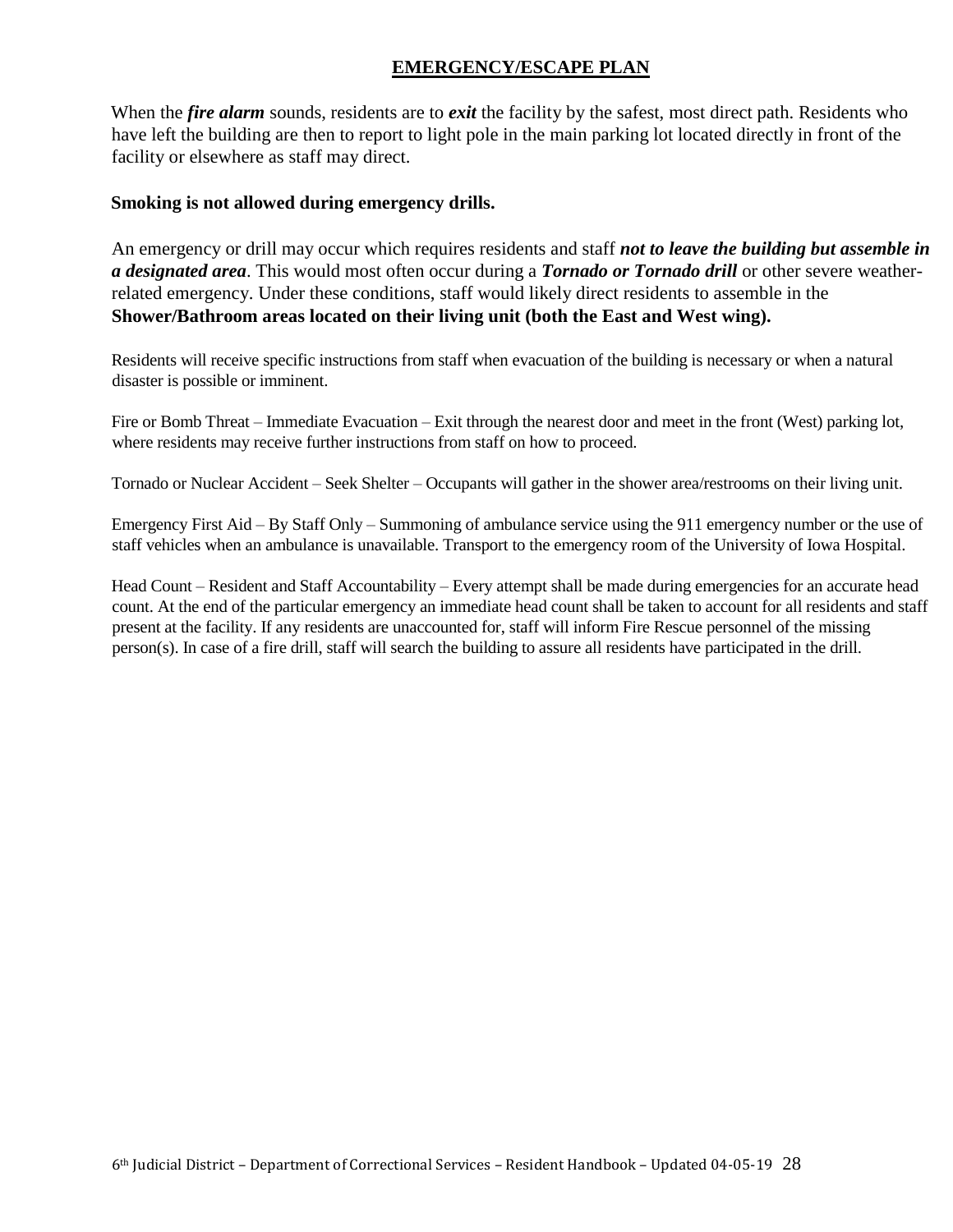## EMERGENCY/ESCAPE PLAN

When the ***fire alarm*** sounds, residents are to ***exit*** the facility by the safest, most direct path. Residents who have left the building are then to report to light pole in the main parking lot located directly in front of the facility or elsewhere as staff may direct.

**Smoking is not allowed during emergency drills.**

An emergency or drill may occur which requires residents and staff ***not to leave the building but assemble in a designated area***. This would most often occur during a ***Tornado or Tornado drill*** or other severe weather-related emergency. Under these conditions, staff would likely direct residents to assemble in the **Shower/Bathroom areas located on their living unit (both the East and West wing).**

Residents will receive specific instructions from staff when evacuation of the building is necessary or when a natural disaster is possible or imminent.

Fire or Bomb Threat – Immediate Evacuation – Exit through the nearest door and meet in the front (West) parking lot, where residents may receive further instructions from staff on how to proceed.

Tornado or Nuclear Accident – Seek Shelter – Occupants will gather in the shower area/restrooms on their living unit.

Emergency First Aid – By Staff Only – Summoning of ambulance service using the 911 emergency number or the use of staff vehicles when an ambulance is unavailable. Transport to the emergency room of the University of Iowa Hospital.

Head Count – Resident and Staff Accountability – Every attempt shall be made during emergencies for an accurate head count. At the end of the particular emergency an immediate head count shall be taken to account for all residents and staff present at the facility. If any residents are unaccounted for, staff will inform Fire Rescue personnel of the missing person(s). In case of a fire drill, staff will search the building to assure all residents have participated in the drill.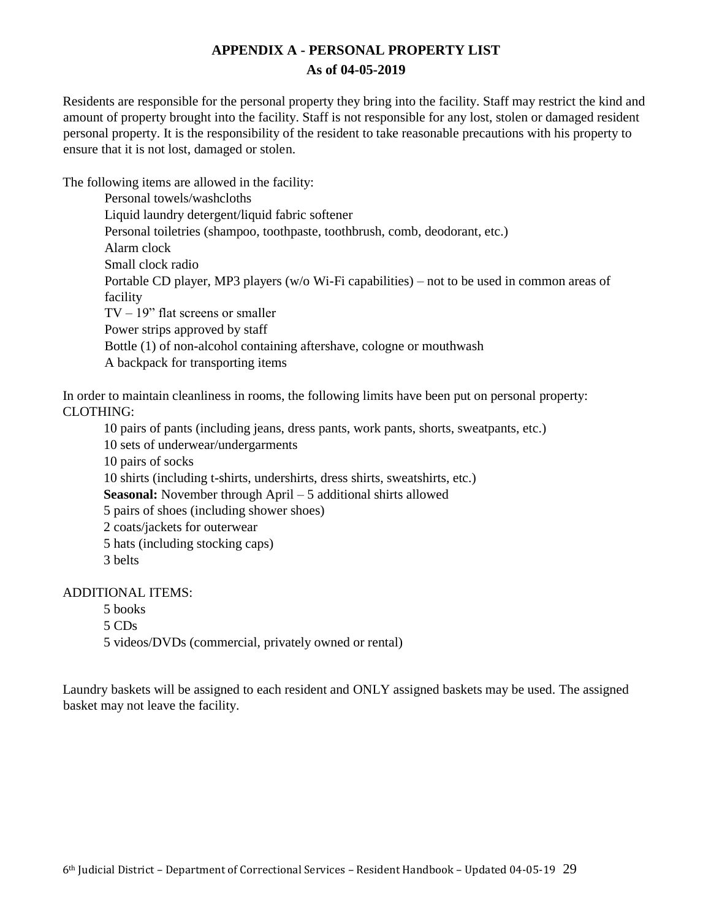## APPENDIX A - PERSONAL PROPERTY LIST

### As of 04-05-2019

Residents are responsible for the personal property they bring into the facility. Staff may restrict the kind and amount of property brought into the facility. Staff is not responsible for any lost, stolen or damaged resident personal property. It is the responsibility of the resident to take reasonable precautions with his property to ensure that it is not lost, damaged or stolen.

The following items are allowed in the facility:

- Personal towels/washcloths
- Liquid laundry detergent/liquid fabric softener
- Personal toiletries (shampoo, toothpaste, toothbrush, comb, deodorant, etc.)
- Alarm clock
- Small clock radio
- Portable CD player, MP3 players (w/o Wi-Fi capabilities) – not to be used in common areas of facility
- TV – 19" flat screens or smaller
- Power strips approved by staff
- Bottle (1) of non-alcohol containing aftershave, cologne or mouthwash
- A backpack for transporting items

In order to maintain cleanliness in rooms, the following limits have been put on personal property:

CLOTHING:

- 10 pairs of pants (including jeans, dress pants, work pants, shorts, sweatpants, etc.)
- 10 sets of underwear/undergarments
- 10 pairs of socks
- 10 shirts (including t-shirts, undershirts, dress shirts, sweatshirts, etc.)
- **Seasonal:** November through April – 5 additional shirts allowed
- 5 pairs of shoes (including shower shoes)
- 2 coats/jackets for outerwear
- 5 hats (including stocking caps)
- 3 belts

ADDITIONAL ITEMS:

- 5 books
- 5 CDs
- 5 videos/DVDs (commercial, privately owned or rental)

Laundry baskets will be assigned to each resident and ONLY assigned baskets may be used. The assigned basket may not leave the facility.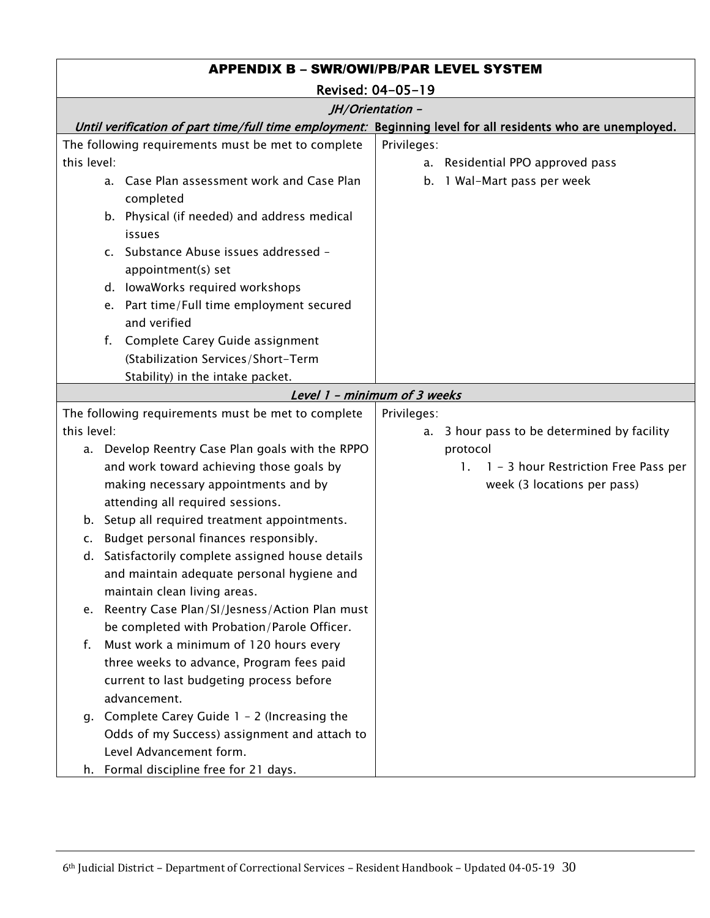## APPENDIX B – SWR/OWI/PB/PAR LEVEL SYSTEM

Revised: 04-05-19

### *JH/Orientation –*

***Until verification of part time/full time employment:*** **Beginning level for all residents who are unemployed.**

| The following requirements must be met to complete this level: | Privileges: |
|---|---|
| a. Case Plan assessment work and Case Plan completed<br>b. Physical (if needed) and address medical issues<br>c. Substance Abuse issues addressed – appointment(s) set<br>d. IowaWorks required workshops<br>e. Part time/Full time employment secured and verified<br>f. Complete Carey Guide assignment (Stabilization Services/Short-Term Stability) in the intake packet. | a. Residential PPO approved pass<br>b. 1 Wal-Mart pass per week |

### *Level 1 – minimum of 3 weeks*

| The following requirements must be met to complete this level: | Privileges: |
|---|---|
| a. Develop Reentry Case Plan goals with the RPPO and work toward achieving those goals by making necessary appointments and by attending all required sessions.<br>b. Setup all required treatment appointments.<br>c. Budget personal finances responsibly.<br>d. Satisfactorily complete assigned house details and maintain adequate personal hygiene and maintain clean living areas.<br>e. Reentry Case Plan/SI/Jesness/Action Plan must be completed with Probation/Parole Officer.<br>f. Must work a minimum of 120 hours every three weeks to advance, Program fees paid current to last budgeting process before advancement.<br>g. Complete Carey Guide 1 – 2 (Increasing the Odds of my Success) assignment and attach to Level Advancement form.<br>h. Formal discipline free for 21 days. | a. 3 hour pass to be determined by facility protocol<br>&nbsp;&nbsp;&nbsp;&nbsp;1. 1 – 3 hour Restriction Free Pass per week (3 locations per pass) |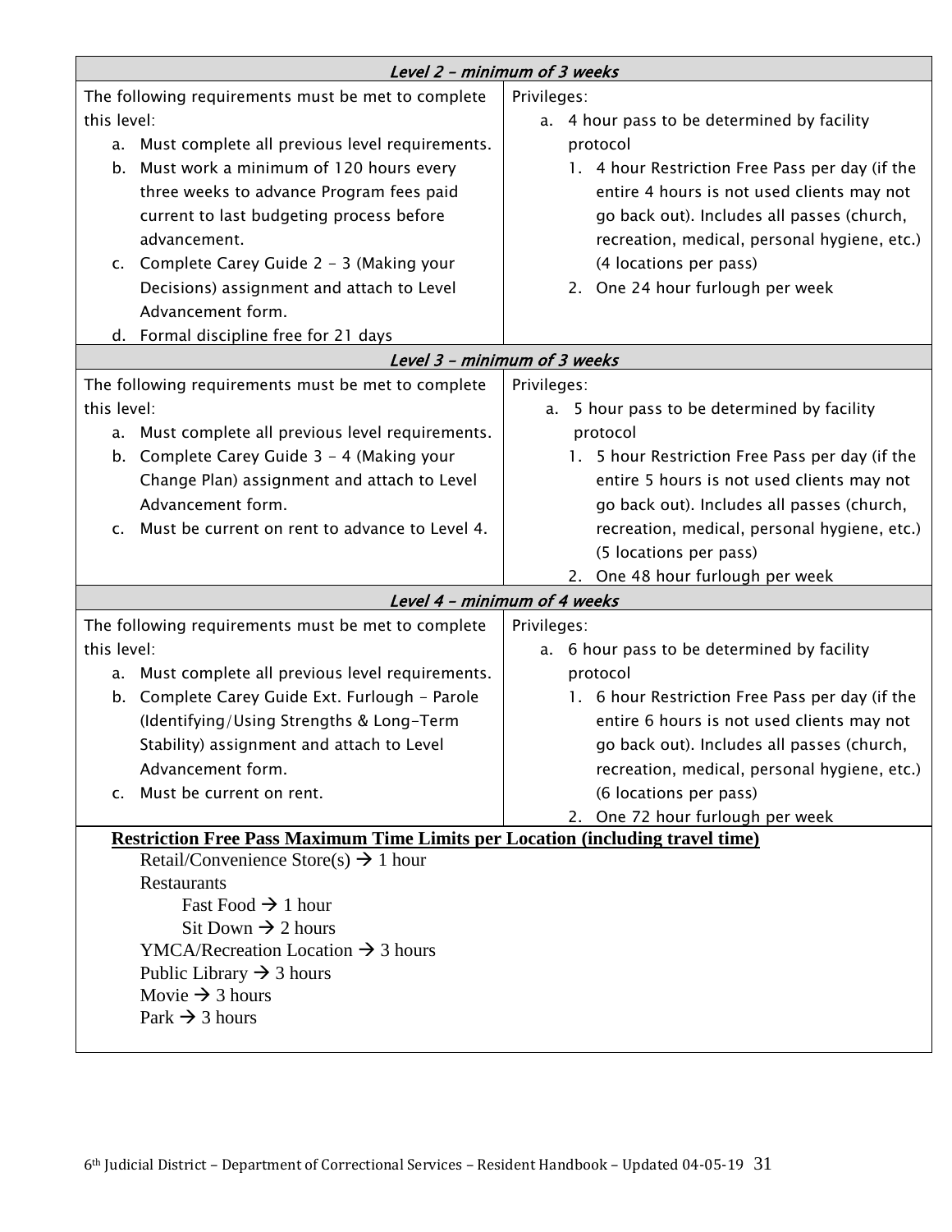| *Level 2 – minimum of 3 weeks* | |
|---|---|
| The following requirements must be met to complete this level:<br>a. Must complete all previous level requirements.<br>b. Must work a minimum of 120 hours every three weeks to advance Program fees paid current to last budgeting process before advancement.<br>c. Complete Carey Guide 2 – 3 (Making your Decisions) assignment and attach to Level Advancement form.<br>d. Formal discipline free for 21 days | Privileges:<br>a. 4 hour pass to be determined by facility protocol<br>1. 4 hour Restriction Free Pass per day (if the entire 4 hours is not used clients may not go back out). Includes all passes (church, recreation, medical, personal hygiene, etc.) (4 locations per pass)<br>2. One 24 hour furlough per week |
| *Level 3 – minimum of 3 weeks* | |
| The following requirements must be met to complete this level:<br>a. Must complete all previous level requirements.<br>b. Complete Carey Guide 3 – 4 (Making your Change Plan) assignment and attach to Level Advancement form.<br>c. Must be current on rent to advance to Level 4. | Privileges:<br>a. 5 hour pass to be determined by facility protocol<br>1. 5 hour Restriction Free Pass per day (if the entire 5 hours is not used clients may not go back out). Includes all passes (church, recreation, medical, personal hygiene, etc.) (5 locations per pass)<br>2. One 48 hour furlough per week |
| *Level 4 – minimum of 4 weeks* | |
| The following requirements must be met to complete this level:<br>a. Must complete all previous level requirements.<br>b. Complete Carey Guide Ext. Furlough – Parole (Identifying/Using Strengths & Long-Term Stability) assignment and attach to Level Advancement form.<br>c. Must be current on rent. | Privileges:<br>a. 6 hour pass to be determined by facility protocol<br>1. 6 hour Restriction Free Pass per day (if the entire 6 hours is not used clients may not go back out). Includes all passes (church, recreation, medical, personal hygiene, etc.) (6 locations per pass)<br>2. One 72 hour furlough per week |

**Restriction Free Pass Maximum Time Limits per Location (including travel time)**

Retail/Convenience Store(s) → 1 hour
Restaurants
  Fast Food → 1 hour
  Sit Down → 2 hours
YMCA/Recreation Location → 3 hours
Public Library → 3 hours
Movie → 3 hours
Park → 3 hours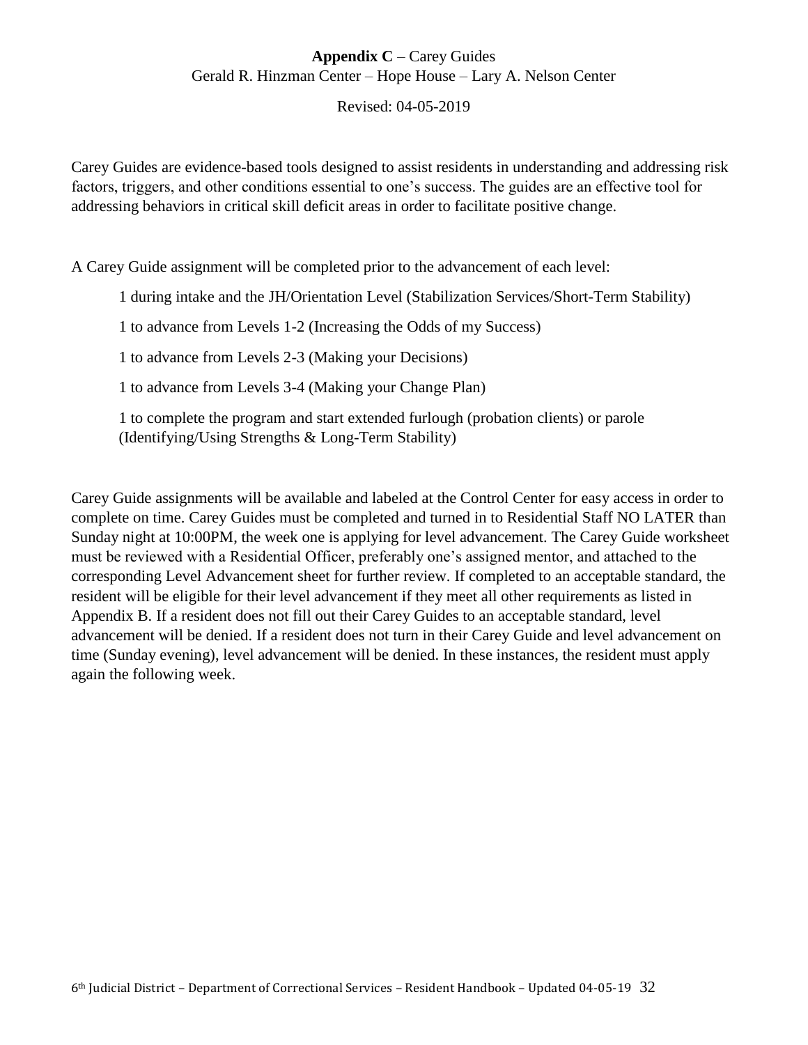**Appendix C** – Carey Guides

Gerald R. Hinzman Center – Hope House – Lary A. Nelson Center

Revised: 04-05-2019

Carey Guides are evidence-based tools designed to assist residents in understanding and addressing risk factors, triggers, and other conditions essential to one's success. The guides are an effective tool for addressing behaviors in critical skill deficit areas in order to facilitate positive change.

A Carey Guide assignment will be completed prior to the advancement of each level:

- 1 during intake and the JH/Orientation Level (Stabilization Services/Short-Term Stability)
- 1 to advance from Levels 1-2 (Increasing the Odds of my Success)
- 1 to advance from Levels 2-3 (Making your Decisions)
- 1 to advance from Levels 3-4 (Making your Change Plan)
- 1 to complete the program and start extended furlough (probation clients) or parole (Identifying/Using Strengths & Long-Term Stability)

Carey Guide assignments will be available and labeled at the Control Center for easy access in order to complete on time. Carey Guides must be completed and turned in to Residential Staff NO LATER than Sunday night at 10:00PM, the week one is applying for level advancement. The Carey Guide worksheet must be reviewed with a Residential Officer, preferably one's assigned mentor, and attached to the corresponding Level Advancement sheet for further review. If completed to an acceptable standard, the resident will be eligible for their level advancement if they meet all other requirements as listed in Appendix B. If a resident does not fill out their Carey Guides to an acceptable standard, level advancement will be denied. If a resident does not turn in their Carey Guide and level advancement on time (Sunday evening), level advancement will be denied. In these instances, the resident must apply again the following week.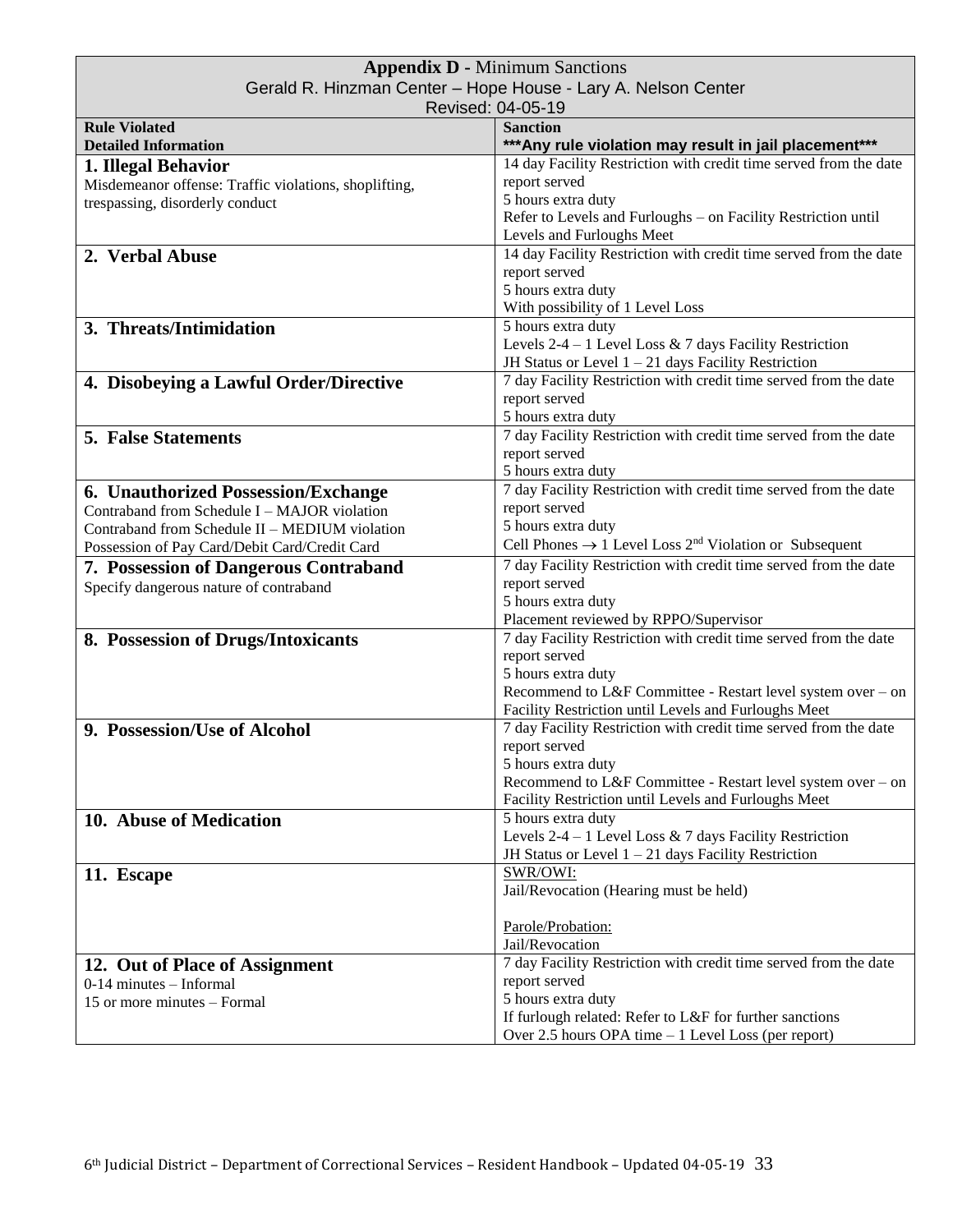**Appendix D -** Minimum Sanctions
Gerald R. Hinzman Center – Hope House - Lary A. Nelson Center
Revised: 04-05-19

| **Rule Violated**<br>**Detailed Information** | **Sanction**<br>**\*\*\*Any rule violation may result in jail placement\*\*\*** |
|---|---|
| **1. Illegal Behavior**<br>Misdemeanor offense: Traffic violations, shoplifting, trespassing, disorderly conduct | 14 day Facility Restriction with credit time served from the date report served<br>5 hours extra duty<br>Refer to Levels and Furloughs – on Facility Restriction until Levels and Furloughs Meet |
| **2. Verbal Abuse** | 14 day Facility Restriction with credit time served from the date report served<br>5 hours extra duty<br>With possibility of 1 Level Loss |
| **3. Threats/Intimidation** | 5 hours extra duty<br>Levels 2-4 – 1 Level Loss & 7 days Facility Restriction<br>JH Status or Level 1 – 21 days Facility Restriction |
| **4. Disobeying a Lawful Order/Directive** | 7 day Facility Restriction with credit time served from the date report served<br>5 hours extra duty |
| **5. False Statements** | 7 day Facility Restriction with credit time served from the date report served<br>5 hours extra duty |
| **6. Unauthorized Possession/Exchange**<br>Contraband from Schedule I – MAJOR violation<br>Contraband from Schedule II – MEDIUM violation<br>Possession of Pay Card/Debit Card/Credit Card | 7 day Facility Restriction with credit time served from the date report served<br>5 hours extra duty<br>Cell Phones → 1 Level Loss 2nd Violation or Subsequent |
| **7. Possession of Dangerous Contraband**<br>Specify dangerous nature of contraband | 7 day Facility Restriction with credit time served from the date report served<br>5 hours extra duty<br>Placement reviewed by RPPO/Supervisor |
| **8. Possession of Drugs/Intoxicants** | 7 day Facility Restriction with credit time served from the date report served<br>5 hours extra duty<br>Recommend to L&F Committee - Restart level system over – on Facility Restriction until Levels and Furloughs Meet |
| **9. Possession/Use of Alcohol** | 7 day Facility Restriction with credit time served from the date report served<br>5 hours extra duty<br>Recommend to L&F Committee - Restart level system over – on Facility Restriction until Levels and Furloughs Meet |
| **10. Abuse of Medication** | 5 hours extra duty<br>Levels 2-4 – 1 Level Loss & 7 days Facility Restriction<br>JH Status or Level 1 – 21 days Facility Restriction |
| **11. Escape** | SWR/OWI:<br>Jail/Revocation (Hearing must be held)<br><br>Parole/Probation:<br>Jail/Revocation |
| **12. Out of Place of Assignment**<br>0-14 minutes – Informal<br>15 or more minutes – Formal | 7 day Facility Restriction with credit time served from the date report served<br>5 hours extra duty<br>If furlough related: Refer to L&F for further sanctions<br>Over 2.5 hours OPA time – 1 Level Loss (per report) |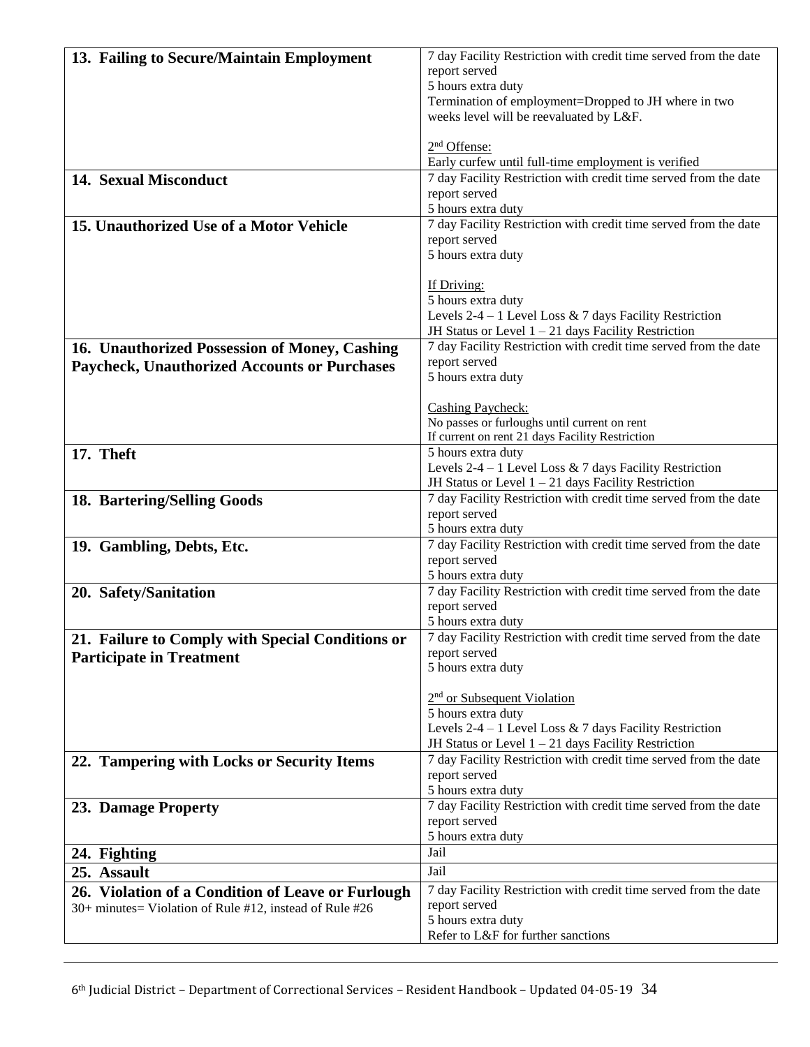| | |
|---|---|
| **13. Failing to Secure/Maintain Employment** | 7 day Facility Restriction with credit time served from the date report served<br>5 hours extra duty<br>Termination of employment=Dropped to JH where in two weeks level will be reevaluated by L&F.<br><br>2nd Offense:<br>Early curfew until full-time employment is verified |
| **14. Sexual Misconduct** | 7 day Facility Restriction with credit time served from the date report served<br>5 hours extra duty |
| **15. Unauthorized Use of a Motor Vehicle** | 7 day Facility Restriction with credit time served from the date report served<br>5 hours extra duty<br><br>If Driving:<br>5 hours extra duty<br>Levels 2-4 – 1 Level Loss & 7 days Facility Restriction<br>JH Status or Level 1 – 21 days Facility Restriction |
| **16. Unauthorized Possession of Money, Cashing Paycheck, Unauthorized Accounts or Purchases** | 7 day Facility Restriction with credit time served from the date report served<br>5 hours extra duty<br><br>Cashing Paycheck:<br>No passes or furloughs until current on rent<br>If current on rent 21 days Facility Restriction |
| **17. Theft** | 5 hours extra duty<br>Levels 2-4 – 1 Level Loss & 7 days Facility Restriction<br>JH Status or Level 1 – 21 days Facility Restriction |
| **18. Bartering/Selling Goods** | 7 day Facility Restriction with credit time served from the date report served<br>5 hours extra duty |
| **19. Gambling, Debts, Etc.** | 7 day Facility Restriction with credit time served from the date report served<br>5 hours extra duty |
| **20. Safety/Sanitation** | 7 day Facility Restriction with credit time served from the date report served<br>5 hours extra duty |
| **21. Failure to Comply with Special Conditions or Participate in Treatment** | 7 day Facility Restriction with credit time served from the date report served<br>5 hours extra duty<br><br>2nd or Subsequent Violation<br>5 hours extra duty<br>Levels 2-4 – 1 Level Loss & 7 days Facility Restriction<br>JH Status or Level 1 – 21 days Facility Restriction |
| **22. Tampering with Locks or Security Items** | 7 day Facility Restriction with credit time served from the date report served<br>5 hours extra duty |
| **23. Damage Property** | 7 day Facility Restriction with credit time served from the date report served<br>5 hours extra duty |
| **24. Fighting** | Jail |
| **25. Assault** | Jail |
| **26. Violation of a Condition of Leave or Furlough**<br>30+ minutes= Violation of Rule #12, instead of Rule #26 | 7 day Facility Restriction with credit time served from the date report served<br>5 hours extra duty<br>Refer to L&F for further sanctions |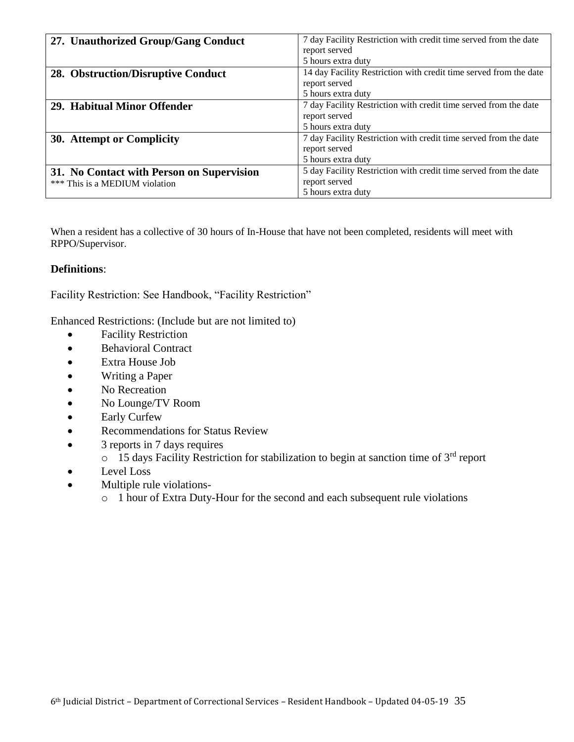| | |
|---|---|
| **27. Unauthorized Group/Gang Conduct** | 7 day Facility Restriction with credit time served from the date report served<br>5 hours extra duty |
| **28. Obstruction/Disruptive Conduct** | 14 day Facility Restriction with credit time served from the date report served<br>5 hours extra duty |
| **29. Habitual Minor Offender** | 7 day Facility Restriction with credit time served from the date report served<br>5 hours extra duty |
| **30. Attempt or Complicity** | 7 day Facility Restriction with credit time served from the date report served<br>5 hours extra duty |
| **31. No Contact with Person on Supervision**<br>*** This is a MEDIUM violation | 5 day Facility Restriction with credit time served from the date report served<br>5 hours extra duty |

When a resident has a collective of 30 hours of In-House that have not been completed, residents will meet with RPPO/Supervisor.

**Definitions**:

Facility Restriction: See Handbook, "Facility Restriction"

Enhanced Restrictions: (Include but are not limited to)

- Facility Restriction
- Behavioral Contract
- Extra House Job
- Writing a Paper
- No Recreation
- No Lounge/TV Room
- Early Curfew
- Recommendations for Status Review
- 3 reports in 7 days requires
  - 15 days Facility Restriction for stabilization to begin at sanction time of 3rd report
- Level Loss
- Multiple rule violations-
  - 1 hour of Extra Duty-Hour for the second and each subsequent rule violations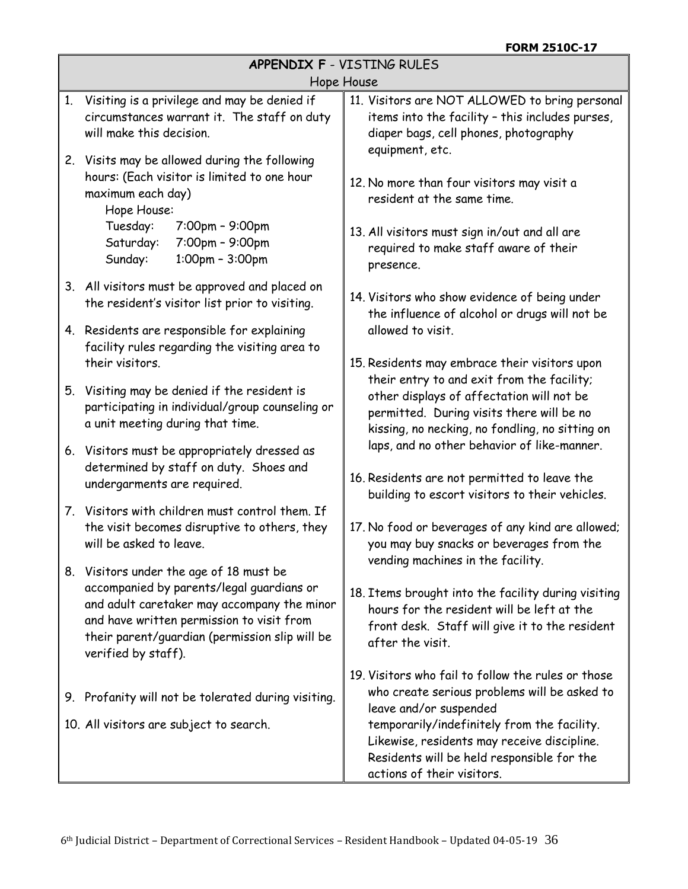FORM 2510C-17

# APPENDIX F - VISTING RULES

## Hope House

1. Visiting is a privilege and may be denied if circumstances warrant it. The staff on duty will make this decision.
2. Visits may be allowed during the following hours: (Each visitor is limited to one hour maximum each day)
   - Hope House:
     - Tuesday: 7:00pm – 9:00pm
     - Saturday: 7:00pm – 9:00pm
     - Sunday: 1:00pm – 3:00pm
3. All visitors must be approved and placed on the resident's visitor list prior to visiting.
4. Residents are responsible for explaining facility rules regarding the visiting area to their visitors.
5. Visiting may be denied if the resident is participating in individual/group counseling or a unit meeting during that time.
6. Visitors must be appropriately dressed as determined by staff on duty. Shoes and undergarments are required.
7. Visitors with children must control them. If the visit becomes disruptive to others, they will be asked to leave.
8. Visitors under the age of 18 must be accompanied by parents/legal guardians or and adult caretaker may accompany the minor and have written permission to visit from their parent/guardian (permission slip will be verified by staff).
9. Profanity will not be tolerated during visiting.
10. All visitors are subject to search.
11. Visitors are NOT ALLOWED to bring personal items into the facility – this includes purses, diaper bags, cell phones, photography equipment, etc.
12. No more than four visitors may visit a resident at the same time.
13. All visitors must sign in/out and all are required to make staff aware of their presence.
14. Visitors who show evidence of being under the influence of alcohol or drugs will not be allowed to visit.
15. Residents may embrace their visitors upon their entry to and exit from the facility; other displays of affectation will not be permitted. During visits there will be no kissing, no necking, no fondling, no sitting on laps, and no other behavior of like-manner.
16. Residents are not permitted to leave the building to escort visitors to their vehicles.
17. No food or beverages of any kind are allowed; you may buy snacks or beverages from the vending machines in the facility.
18. Items brought into the facility during visiting hours for the resident will be left at the front desk. Staff will give it to the resident after the visit.
19. Visitors who fail to follow the rules or those who create serious problems will be asked to leave and/or suspended temporarily/indefinitely from the facility. Likewise, residents may receive discipline. Residents will be held responsible for the actions of their visitors.